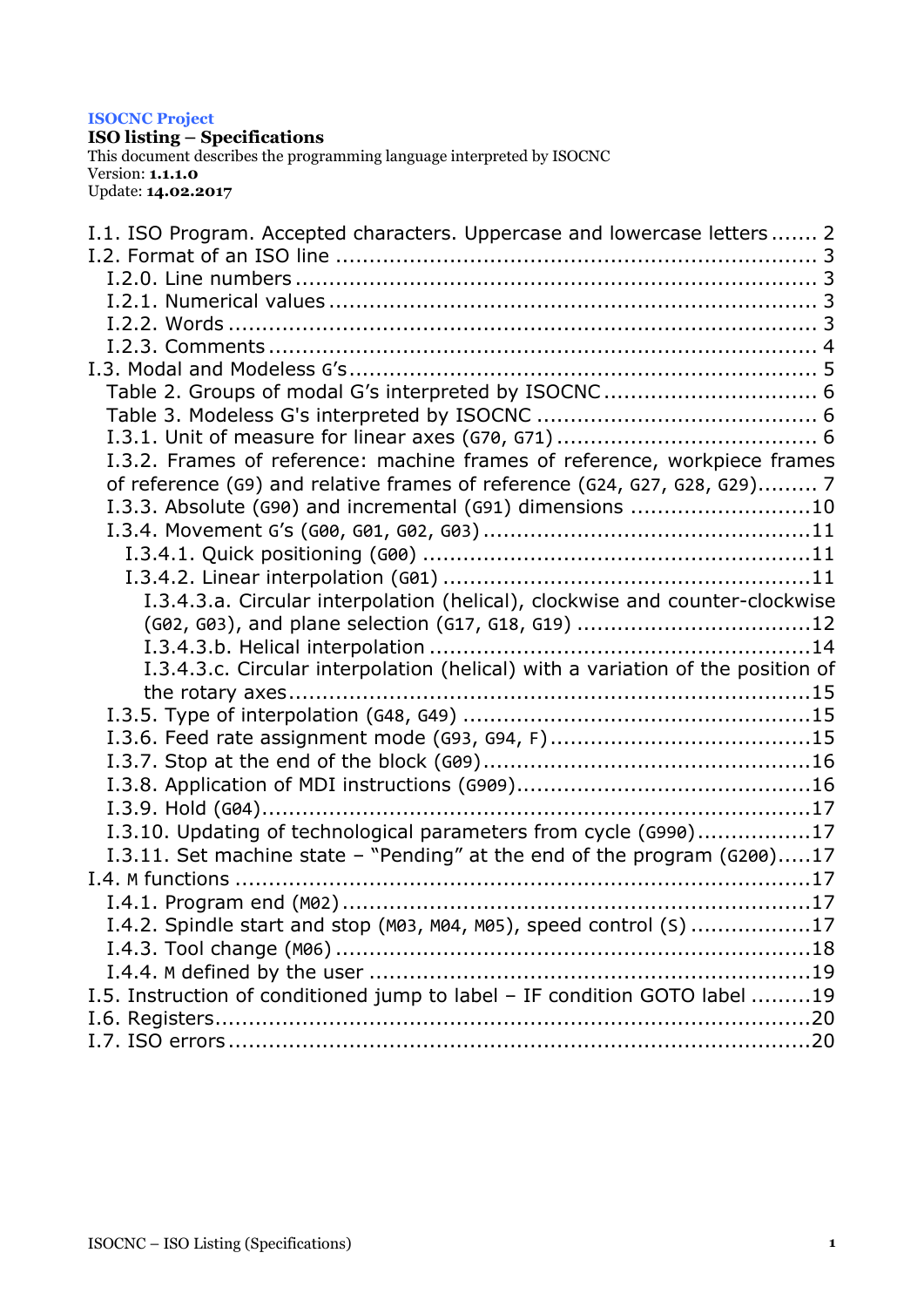**ISOCNC Project**

**ISO listing – Specifications**

This document describes the programming language interpreted by ISOCNC

Version: **1.1.1.0**

Update: **14.02.2017**

- I.1. ISO Program. Accepted characters. Uppercase and lowercase letters ....... 2
- I.2. Format of an ISO line ....... 3
  - I.2.0. Line numbers ....... 3
  - I.2.1. Numerical values ....... 3
  - I.2.2. Words ....... 3
  - I.2.3. Comments ....... 4
- I.3. Modal and Modeless G's ....... 5
  - Table 2. Groups of modal G's interpreted by ISOCNC ....... 6
  - Table 3. Modeless G's interpreted by ISOCNC ....... 6
  - I.3.1. Unit of measure for linear axes (`G70`, `G71`) ....... 6
  - I.3.2. Frames of reference: machine frames of reference, workpiece frames of reference (`G9`) and relative frames of reference (`G24`, `G27`, `G28`, `G29`) ....... 7
  - I.3.3. Absolute (`G90`) and incremental (`G91`) dimensions ....... 10
  - I.3.4. Movement G's (`G00`, `G01`, `G02`, `G03`) ....... 11
    - I.3.4.1. Quick positioning (`G00`) ....... 11
    - I.3.4.2. Linear interpolation (`G01`) ....... 11
      - I.3.4.3.a. Circular interpolation (helical), clockwise and counter-clockwise (`G02`, `G03`), and plane selection (`G17`, `G18`, `G19`) ....... 12
      - I.3.4.3.b. Helical interpolation ....... 14
      - I.3.4.3.c. Circular interpolation (helical) with a variation of the position of the rotary axes ....... 15
  - I.3.5. Type of interpolation (`G48`, `G49`) ....... 15
  - I.3.6. Feed rate assignment mode (`G93`, `G94`, `F`) ....... 15
  - I.3.7. Stop at the end of the block (`G09`) ....... 16
  - I.3.8. Application of MDI instructions (`G909`) ....... 16
  - I.3.9. Hold (`G04`) ....... 17
  - I.3.10. Updating of technological parameters from cycle (`G990`) ....... 17
  - I.3.11. Set machine state – "Pending" at the end of the program (`G200`) ....... 17
- I.4. `M` functions ....... 17
  - I.4.1. Program end (`M02`) ....... 17
  - I.4.2. Spindle start and stop (`M03`, `M04`, `M05`), speed control (`S`) ....... 17
  - I.4.3. Tool change (`M06`) ....... 18
  - I.4.4. `M` defined by the user ....... 19
- I.5. Instruction of conditioned jump to label – IF condition GOTO label ....... 19
- I.6. Registers ....... 20
- I.7. ISO errors ....... 20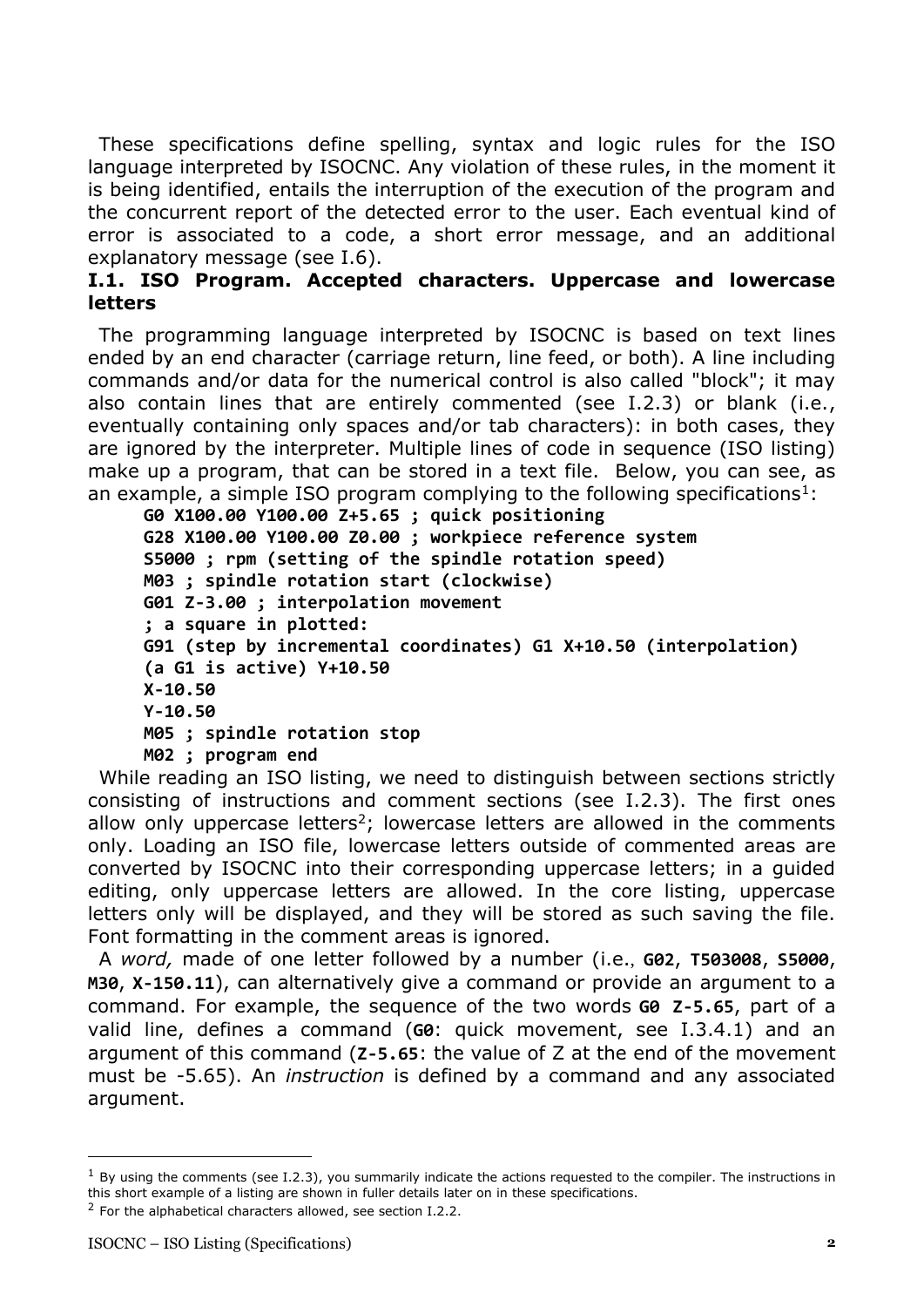These specifications define spelling, syntax and logic rules for the ISO language interpreted by ISOCNC. Any violation of these rules, in the moment it is being identified, entails the interruption of the execution of the program and the concurrent report of the detected error to the user. Each eventual kind of error is associated to a code, a short error message, and an additional explanatory message (see I.6).

## I.1. ISO Program. Accepted characters. Uppercase and lowercase letters

The programming language interpreted by ISOCNC is based on text lines ended by an end character (carriage return, line feed, or both). A line including commands and/or data for the numerical control is also called "block"; it may also contain lines that are entirely commented (see I.2.3) or blank (i.e., eventually containing only spaces and/or tab characters): in both cases, they are ignored by the interpreter. Multiple lines of code in sequence (ISO listing) make up a program, that can be stored in a text file. Below, you can see, as an example, a simple ISO program complying to the following specifications[1]:

```
G0 X100.00 Y100.00 Z+5.65 ; quick positioning
G28 X100.00 Y100.00 Z0.00 ; workpiece reference system
S5000 ; rpm (setting of the spindle rotation speed)
M03 ; spindle rotation start (clockwise)
G01 Z-3.00 ; interpolation movement
; a square in plotted:
G91 (step by incremental coordinates) G1 X+10.50 (interpolation)
(a G1 is active) Y+10.50
X-10.50
Y-10.50
M05 ; spindle rotation stop
M02 ; program end
```

While reading an ISO listing, we need to distinguish between sections strictly consisting of instructions and comment sections (see I.2.3). The first ones allow only uppercase letters[2]; lowercase letters are allowed in the comments only. Loading an ISO file, lowercase letters outside of commented areas are converted by ISOCNC into their corresponding uppercase letters; in a guided editing, only uppercase letters are allowed. In the core listing, uppercase letters only will be displayed, and they will be stored as such saving the file. Font formatting in the comment areas is ignored.

A *word,* made of one letter followed by a number (i.e., **G02**, **T503008**, **S5000**, **M30**, **X-150.11**), can alternatively give a command or provide an argument to a command. For example, the sequence of the two words **G0 Z-5.65**, part of a valid line, defines a command (**G0**: quick movement, see I.3.4.1) and an argument of this command (**Z-5.65**: the value of Z at the end of the movement must be -5.65). An *instruction* is defined by a command and any associated argument.

---

[1] By using the comments (see I.2.3), you summarily indicate the actions requested to the compiler. The instructions in this short example of a listing are shown in fuller details later on in these specifications.

[2] For the alphabetical characters allowed, see section I.2.2.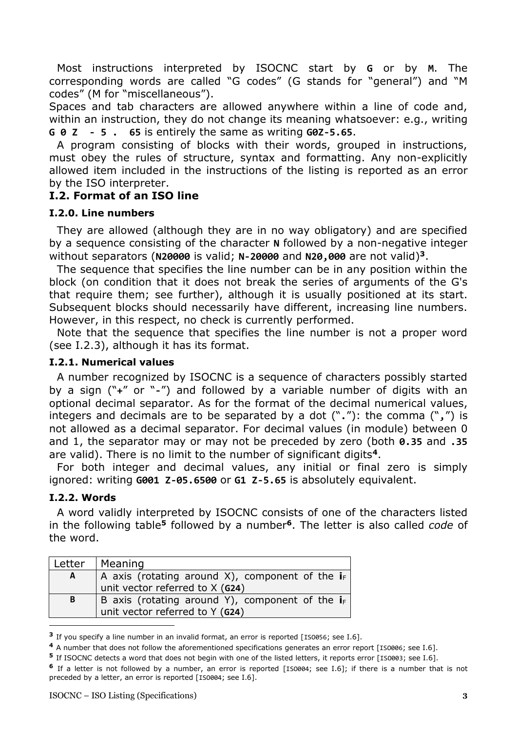Most instructions interpreted by ISOCNC start by **G** or by **M**. The corresponding words are called "G codes" (G stands for "general") and "M codes" (M for "miscellaneous").

Spaces and tab characters are allowed anywhere within a line of code and, within an instruction, they do not change its meaning whatsoever: e.g., writing **G 0 Z  - 5 .  65** is entirely the same as writing **G0Z-5.65**.

A program consisting of blocks with their words, grouped in instructions, must obey the rules of structure, syntax and formatting. Any non-explicitly allowed item included in the instructions of the listing is reported as an error by the ISO interpreter.

## I.2. Format of an ISO line

### I.2.0. Line numbers

They are allowed (although they are in no way obligatory) and are specified by a sequence consisting of the character **N** followed by a non-negative integer without separators (**N20000** is valid; **N-20000** and **N20,000** are not valid)[3].

The sequence that specifies the line number can be in any position within the block (on condition that it does not break the series of arguments of the G's that require them; see further), although it is usually positioned at its start. Subsequent blocks should necessarily have different, increasing line numbers. However, in this respect, no check is currently performed.

Note that the sequence that specifies the line number is not a proper word (see I.2.3), although it has its format.

### I.2.1. Numerical values

A number recognized by ISOCNC is a sequence of characters possibly started by a sign ("**+**" or "**-**") and followed by a variable number of digits with an optional decimal separator. As for the format of the decimal numerical values, integers and decimals are to be separated by a dot ("**.**"): the comma ("**,**") is not allowed as a decimal separator. For decimal values (in module) between 0 and 1, the separator may or may not be preceded by zero (both **0.35** and **.35** are valid). There is no limit to the number of significant digits[4].

For both integer and decimal values, any initial or final zero is simply ignored: writing **G001 Z-05.6500** or **G1 Z-5.65** is absolutely equivalent.

### I.2.2. Words

A word validly interpreted by ISOCNC consists of one of the characters listed in the following table[5] followed by a number[6]. The letter is also called *code* of the word.

| Letter | Meaning |
|---|---|
| **A** | A axis (rotating around X), component of the $\mathbf{i}_F$ unit vector referred to X (**G24**) |
| **B** | B axis (rotating around Y), component of the $\mathbf{i}_F$ unit vector referred to Y (**G24**) |

[3] If you specify a line number in an invalid format, an error is reported [ISO056; see I.6].

[4] A number that does not follow the aforementioned specifications generates an error report [ISO006; see I.6].

[5] If ISOCNC detects a word that does not begin with one of the listed letters, it reports error [ISO003; see I.6].

[6] If a letter is not followed by a number, an error is reported [ISO004; see I.6]; if there is a number that is not preceded by a letter, an error is reported [ISO004; see I.6].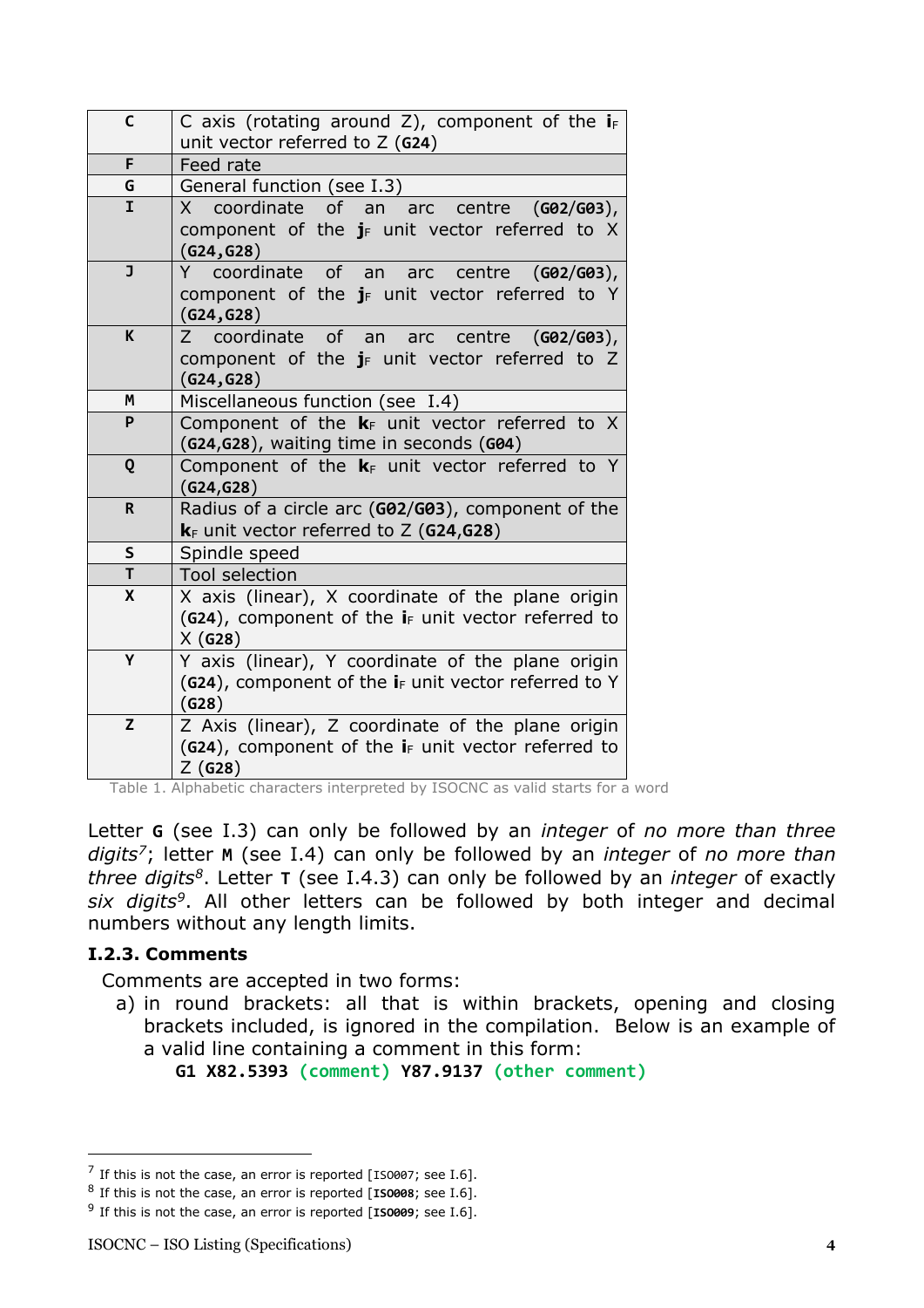| | |
|---|---|
| **C** | C axis (rotating around Z), component of the $\mathbf{i}_F$ unit vector referred to Z (**G24**) |
| **F** | Feed rate |
| **G** | General function (see I.3) |
| **I** | X coordinate of an arc centre (**G02**/**G03**), component of the $\mathbf{j}_F$ unit vector referred to X (**G24**,**G28**) |
| **J** | Y coordinate of an arc centre (**G02**/**G03**), component of the $\mathbf{j}_F$ unit vector referred to Y (**G24**,**G28**) |
| **K** | Z coordinate of an arc centre (**G02**/**G03**), component of the $\mathbf{j}_F$ unit vector referred to Z (**G24**,**G28**) |
| **M** | Miscellaneous function (see I.4) |
| **P** | Component of the $\mathbf{k}_F$ unit vector referred to X (**G24**,**G28**), waiting time in seconds (**G04**) |
| **Q** | Component of the $\mathbf{k}_F$ unit vector referred to Y (**G24**,**G28**) |
| **R** | Radius of a circle arc (**G02**/**G03**), component of the $\mathbf{k}_F$ unit vector referred to Z (**G24**,**G28**) |
| **S** | Spindle speed |
| **T** | Tool selection |
| **X** | X axis (linear), X coordinate of the plane origin (**G24**), component of the $\mathbf{i}_F$ unit vector referred to X (**G28**) |
| **Y** | Y axis (linear), Y coordinate of the plane origin (**G24**), component of the $\mathbf{i}_F$ unit vector referred to Y (**G28**) |
| **Z** | Z Axis (linear), Z coordinate of the plane origin (**G24**), component of the $\mathbf{i}_F$ unit vector referred to Z (**G28**) |

Table 1. Alphabetic characters interpreted by ISOCNC as valid starts for a word

Letter **G** (see I.3) can only be followed by an *integer* of *no more than three digits*[7]; letter **M** (see I.4) can only be followed by an *integer* of *no more than three digits*[8]. Letter **T** (see I.4.3) can only be followed by an *integer* of exactly *six digits*[9]. All other letters can be followed by both integer and decimal numbers without any length limits.

### I.2.3. Comments

Comments are accepted in two forms:

a) in round brackets: all that is within brackets, opening and closing brackets included, is ignored in the compilation. Below is an example of a valid line containing a comment in this form:

```
G1 X82.5393 (comment) Y87.9137 (other comment)
```

[7] If this is not the case, an error is reported [ISO007; see I.6].

[8] If this is not the case, an error is reported [**ISO008**; see I.6].

[9] If this is not the case, an error is reported [**ISO009**; see I.6].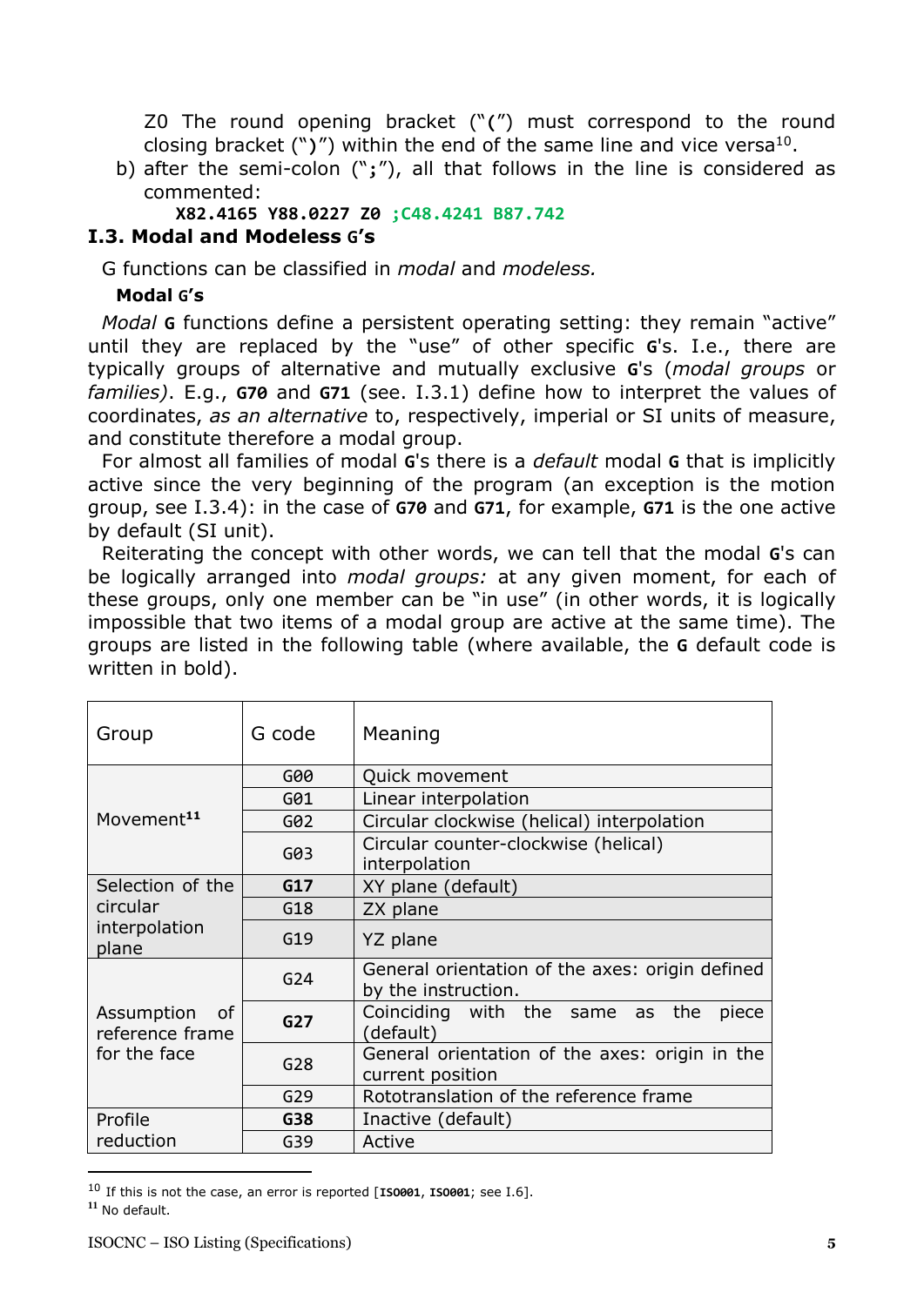Z0 The round opening bracket ("**(**") must correspond to the round closing bracket ("**)**") within the end of the same line and vice versa[10].

b) after the semi-colon ("**;**"), all that follows in the line is considered as commented:

```
X82.4165 Y88.0227 Z0 ;C48.4241 B87.742
```

### I.3. Modal and Modeless G's

G functions can be classified in *modal* and *modeless.*

#### Modal G's

*Modal* **G** functions define a persistent operating setting: they remain "active" until they are replaced by the "use" of other specific **G**'s. I.e., there are typically groups of alternative and mutually exclusive **G**'s (*modal groups* or *families)*. E.g., **G70** and **G71** (see. I.3.1) define how to interpret the values of coordinates, *as an alternative* to, respectively, imperial or SI units of measure, and constitute therefore a modal group.

For almost all families of modal **G**'s there is a *default* modal **G** that is implicitly active since the very beginning of the program (an exception is the motion group, see I.3.4): in the case of **G70** and **G71**, for example, **G71** is the one active by default (SI unit).

Reiterating the concept with other words, we can tell that the modal **G**'s can be logically arranged into *modal groups:* at any given moment, for each of these groups, only one member can be "in use" (in other words, it is logically impossible that two items of a modal group are active at the same time). The groups are listed in the following table (where available, the **G** default code is written in bold).

| Group | G code | Meaning |
|---|---|---|
| Movement[11] | G00 | Quick movement |
| | G01 | Linear interpolation |
| | G02 | Circular clockwise (helical) interpolation |
| | G03 | Circular counter-clockwise (helical) interpolation |
| Selection of the circular interpolation plane | **G17** | XY plane (default) |
| | G18 | ZX plane |
| | G19 | YZ plane |
| Assumption of reference frame for the face | G24 | General orientation of the axes: origin defined by the instruction. |
| | **G27** | Coinciding with the same as the piece (default) |
| | G28 | General orientation of the axes: origin in the current position |
| | G29 | Rototranslation of the reference frame |
| Profile reduction | **G38** | Inactive (default) |
| | G39 | Active |

[10] If this is not the case, an error is reported [**ISO001**, **ISO001**; see I.6].

[11] No default.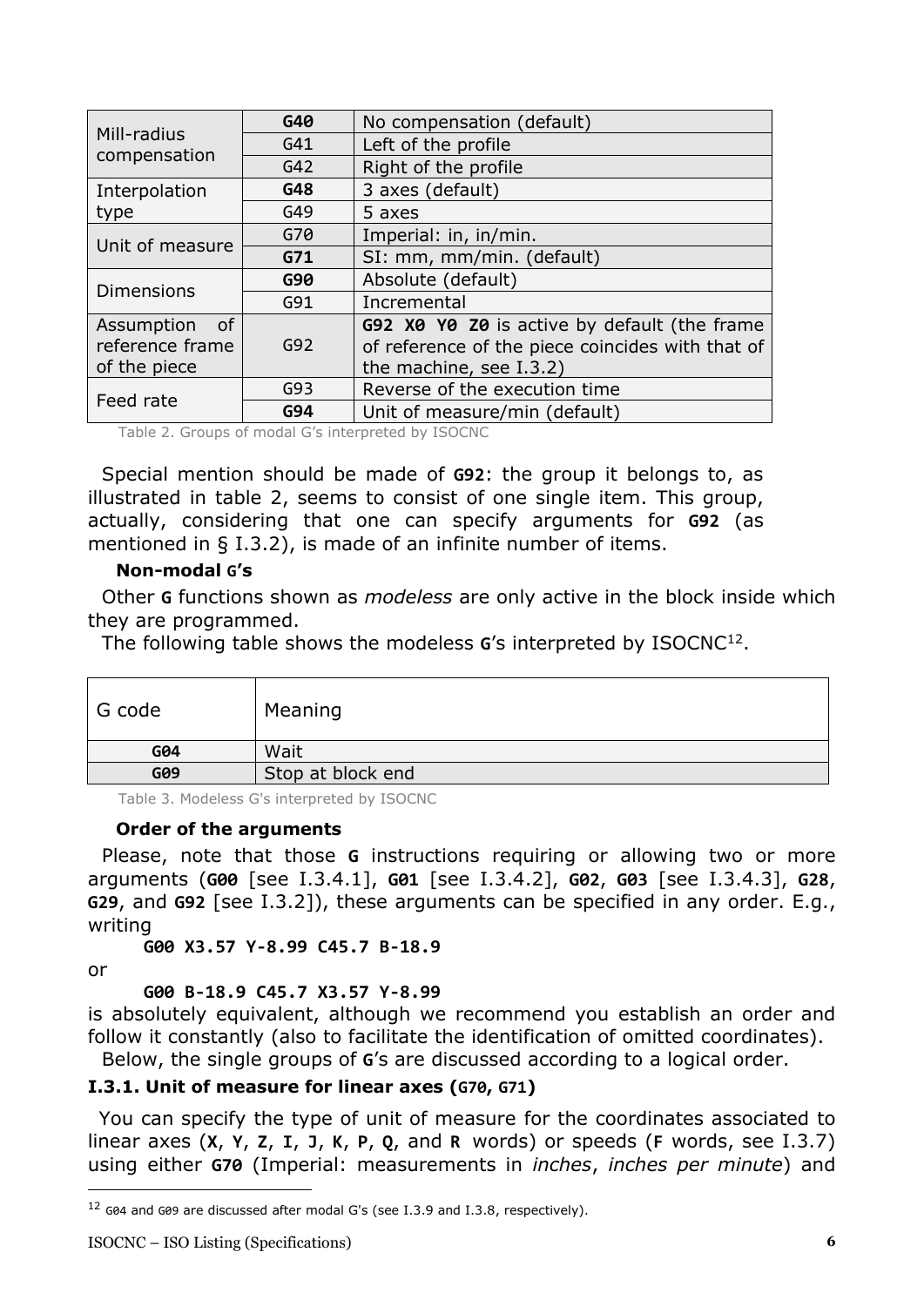| | | |
|---|---|---|
| Mill-radius compensation | **G40** | No compensation (default) |
| | G41 | Left of the profile |
| | G42 | Right of the profile |
| Interpolation type | **G48** | 3 axes (default) |
| | G49 | 5 axes |
| Unit of measure | G70 | Imperial: in, in/min. |
| | **G71** | SI: mm, mm/min. (default) |
| Dimensions | **G90** | Absolute (default) |
| | G91 | Incremental |
| Assumption of reference frame of the piece | G92 | **G92 X0 Y0 Z0** is active by default (the frame of reference of the piece coincides with that of the machine, see I.3.2) |
| Feed rate | G93 | Reverse of the execution time |
| | **G94** | Unit of measure/min (default) |

Table 2. Groups of modal G's interpreted by ISOCNC

Special mention should be made of **G92**: the group it belongs to, as illustrated in table 2, seems to consist of one single item. This group, actually, considering that one can specify arguments for **G92** (as mentioned in § I.3.2), is made of an infinite number of items.

**Non-modal G's**

Other **G** functions shown as *modeless* are only active in the block inside which they are programmed.

The following table shows the modeless **G**'s interpreted by ISOCNC[12].

| G code | Meaning |
|---|---|
| **G04** | Wait |
| **G09** | Stop at block end |

Table 3. Modeless G's interpreted by ISOCNC

**Order of the arguments**

Please, note that those **G** instructions requiring or allowing two or more arguments (**G00** [see I.3.4.1], **G01** [see I.3.4.2], **G02**, **G03** [see I.3.4.3], **G28**, **G29**, and **G92** [see I.3.2]), these arguments can be specified in any order. E.g., writing

```
G00 X3.57 Y-8.99 C45.7 B-18.9
```

or

```
G00 B-18.9 C45.7 X3.57 Y-8.99
```

is absolutely equivalent, although we recommend you establish an order and follow it constantly (also to facilitate the identification of omitted coordinates).

Below, the single groups of **G**'s are discussed according to a logical order.

### I.3.1. Unit of measure for linear axes (G70, G71)

You can specify the type of unit of measure for the coordinates associated to linear axes (**X**, **Y**, **Z**, **I**, **J**, **K**, **P**, **Q**, and **R** words) or speeds (**F** words, see I.7) using either **G70** (Imperial: measurements in *inches*, *inches per minute*) and

[12] G04 and G09 are discussed after modal G's (see I.3.9 and I.3.8, respectively).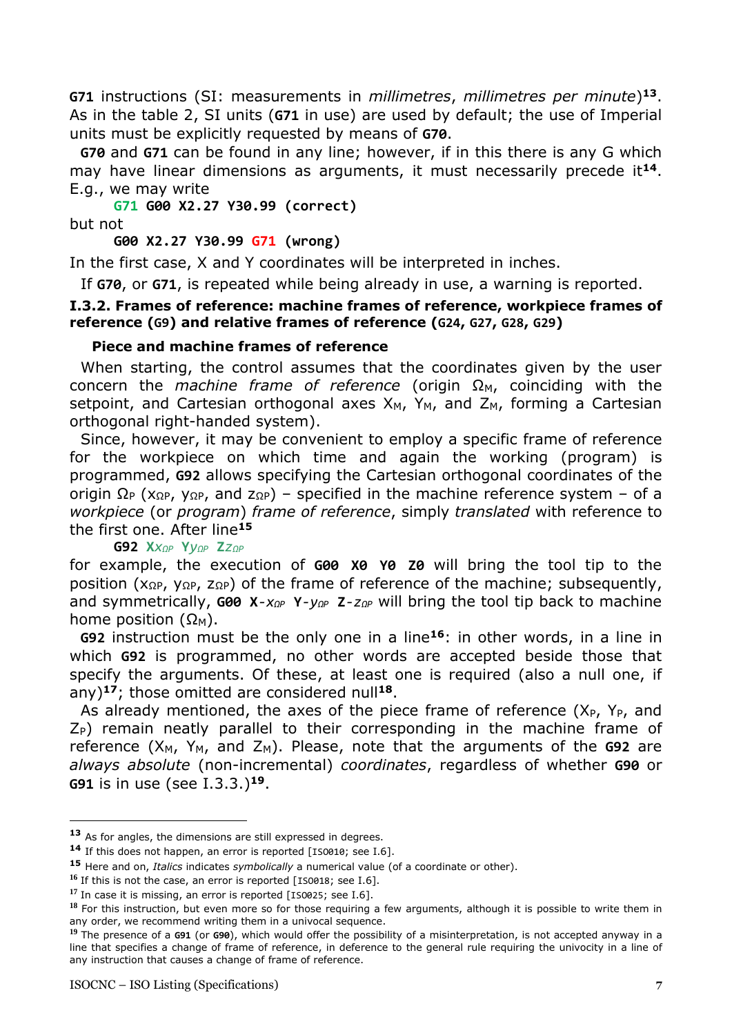**G71** instructions (SI: measurements in *millimetres*, *millimetres per minute*)[13]. As in the table 2, SI units (**G71** in use) are used by default; the use of Imperial units must be explicitly requested by means of **G70**.

**G70** and **G71** can be found in any line; however, if in this there is any G which may have linear dimensions as arguments, it must necessarily precede it[14]. E.g., we may write

```
G71 G00 X2.27 Y30.99 (correct)
```

but not

```
G00 X2.27 Y30.99 G71 (wrong)
```

In the first case, X and Y coordinates will be interpreted in inches.

If **G70**, or **G71**, is repeated while being already in use, a warning is reported.

### I.3.2. Frames of reference: machine frames of reference, workpiece frames of reference (G9) and relative frames of reference (G24, G27, G28, G29)

#### Piece and machine frames of reference

When starting, the control assumes that the coordinates given by the user concern the *machine frame of reference* (origin $\Omega_M$, coinciding with the setpoint, and Cartesian orthogonal axes $X_M$, $Y_M$, and $Z_M$, forming a Cartesian orthogonal right-handed system).

Since, however, it may be convenient to employ a specific frame of reference for the workpiece on which time and again the working (program) is programmed, **G92** allows specifying the Cartesian orthogonal coordinates of the origin $\Omega_P$ ($x_{\Omega P}$, $y_{\Omega P}$, and $z_{\Omega P}$) – specified in the machine reference system – of a *workpiece* (or *program*) *frame of reference*, simply *translated* with reference to the first one. After line[15]

**G92 X**$x_{\Omega P}$ **Y**$y_{\Omega P}$ **Z**$z_{\Omega P}$

for example, the execution of **G00 X0 Y0 Z0** will bring the tool tip to the position ($x_{\Omega P}$, $y_{\Omega P}$, $z_{\Omega P}$) of the frame of reference of the machine; subsequently, and symmetrically, **G00 X**-$x_{\Omega P}$ **Y**-$y_{\Omega P}$ **Z**-$z_{\Omega P}$ will bring the tool tip back to machine home position ($\Omega_M$).

**G92** instruction must be the only one in a line[16]: in other words, in a line in which **G92** is programmed, no other words are accepted beside those that specify the arguments. Of these, at least one is required (also a null one, if any)[17]; those omitted are considered null[18].

As already mentioned, the axes of the piece frame of reference ($X_P$, $Y_P$, and $Z_P$) remain neatly parallel to their corresponding in the machine frame of reference ($X_M$, $Y_M$, and $Z_M$). Please, note that the arguments of the **G92** are *always absolute* (non-incremental) *coordinates*, regardless of whether **G90** or **G91** is in use (see I.3.3.)[19].

---

[13] As for angles, the dimensions are still expressed in degrees.

[14] If this does not happen, an error is reported [ISO010; see I.6].

[15] Here and on, *Italics* indicates *symbolically* a numerical value (of a coordinate or other).

[16] If this is not the case, an error is reported [ISO018; see I.6].

[17] In case it is missing, an error is reported [ISO025; see I.6].

[18] For this instruction, but even more so for those requiring a few arguments, although it is possible to write them in any order, we recommend writing them in a univocal sequence.

[19] The presence of a **G91** (or **G90**), which would offer the possibility of a misinterpretation, is not accepted anyway in a line that specifies a change of frame of reference, in deference to the general rule requiring the univocity in a line of any instruction that causes a change of frame of reference.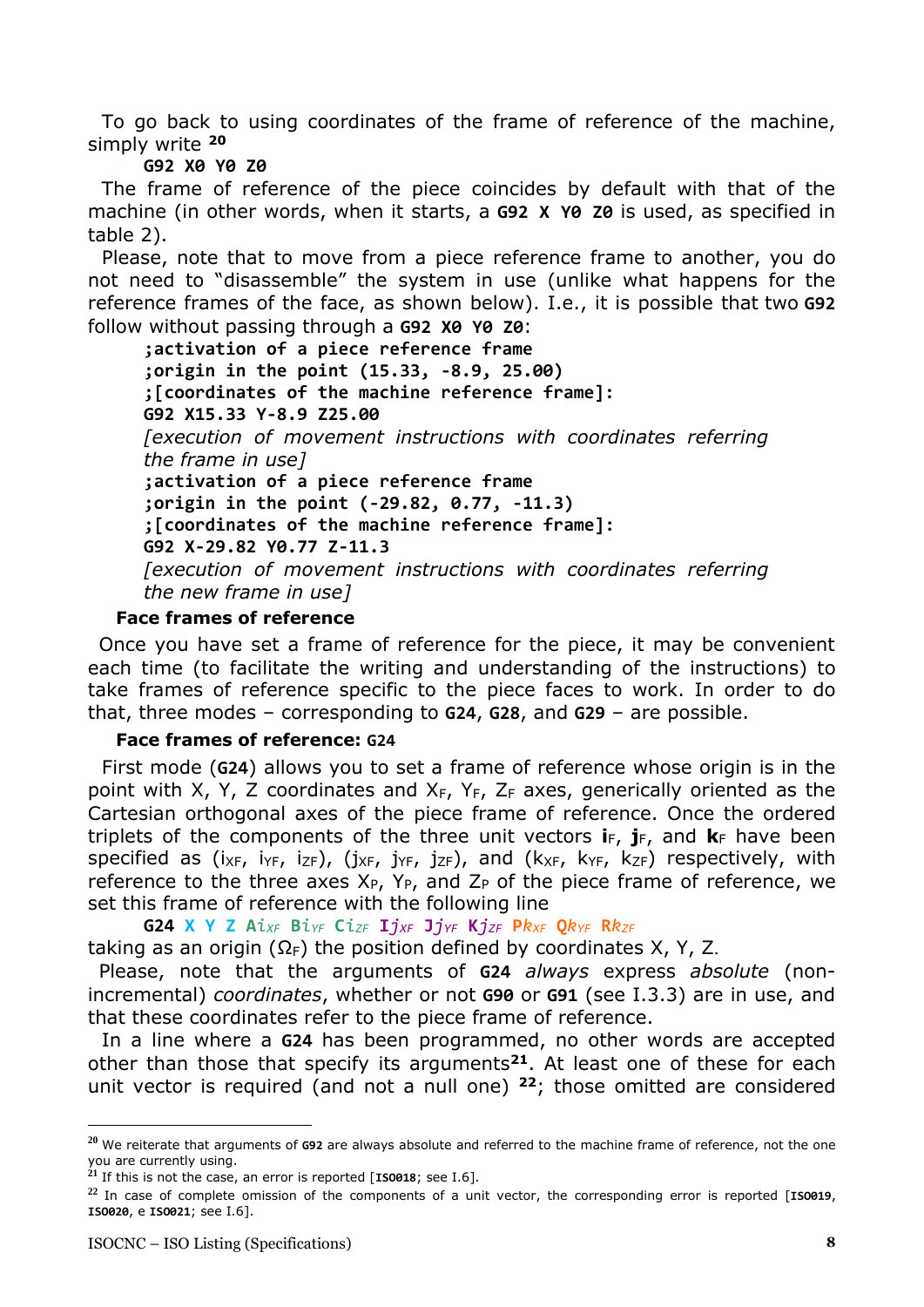To go back to using coordinates of the frame of reference of the machine, simply write [20]

```
G92 X0 Y0 Z0
```

The frame of reference of the piece coincides by default with that of the machine (in other words, when it starts, a **G92 X Y0 Z0** is used, as specified in table 2).

Please, note that to move from a piece reference frame to another, you do not need to "disassemble" the system in use (unlike what happens for the reference frames of the face, as shown below). I.e., it is possible that two **G92** follow without passing through a **G92 X0 Y0 Z0**:

```
;activation of a piece reference frame
;origin in the point (15.33, -8.9, 25.00)
;[coordinates of the machine reference frame]:
G92 X15.33 Y-8.9 Z25.00
```

*[execution of movement instructions with coordinates referring the frame in use]*

```
;activation of a piece reference frame
;origin in the point (-29.82, 0.77, -11.3)
;[coordinates of the machine reference frame]:
G92 X-29.82 Y0.77 Z-11.3
```

*[execution of movement instructions with coordinates referring the new frame in use]*

### Face frames of reference

Once you have set a frame of reference for the piece, it may be convenient each time (to facilitate the writing and understanding of the instructions) to take frames of reference specific to the piece faces to work. In order to do that, three modes – corresponding to **G24**, **G28**, and **G29** – are possible.

### Face frames of reference: G24

First mode (**G24**) allows you to set a frame of reference whose origin is in the point with X, Y, Z coordinates and $X_F$, $Y_F$, $Z_F$ axes, generically oriented as the Cartesian orthogonal axes of the piece frame of reference. Once the ordered triplets of the components of the three unit vectors $\mathbf{i}_F$, $\mathbf{j}_F$, and $\mathbf{k}_F$ have been specified as ($i_{XF}$, $i_{YF}$, $i_{ZF}$), ($j_{XF}$, $j_{YF}$, $j_{ZF}$), and ($k_{XF}$, $k_{YF}$, $k_{ZF}$) respectively, with reference to the three axes $X_P$, $Y_P$, and $Z_P$ of the piece frame of reference, we set this frame of reference with the following line

**G24 X Y Z A**$i_{XF}$ **B**$i_{YF}$ **C**$i_{ZF}$ **I**$j_{XF}$ **J**$j_{YF}$ **K**$j_{ZF}$ **P**$k_{XF}$ **Q**$k_{YF}$ **R**$k_{ZF}$

taking as an origin ($\Omega_F$) the position defined by coordinates X, Y, Z.

Please, note that the arguments of **G24** *always* express *absolute* (non-incremental) *coordinates*, whether or not **G90** or **G91** (see I.3.3) are in use, and that these coordinates refer to the piece frame of reference.

In a line where a **G24** has been programmed, no other words are accepted other than those that specify its arguments[21]. At least one of these for each unit vector is required (and not a null one) [22]; those omitted are considered

---

[20] We reiterate that arguments of **G92** are always absolute and referred to the machine frame of reference, not the one you are currently using.

[21] If this is not the case, an error is reported [**ISO018**; see I.6].

[22] In case of complete omission of the components of a unit vector, the corresponding error is reported [**ISO019**, **ISO020**, e **ISO021**; see I.6].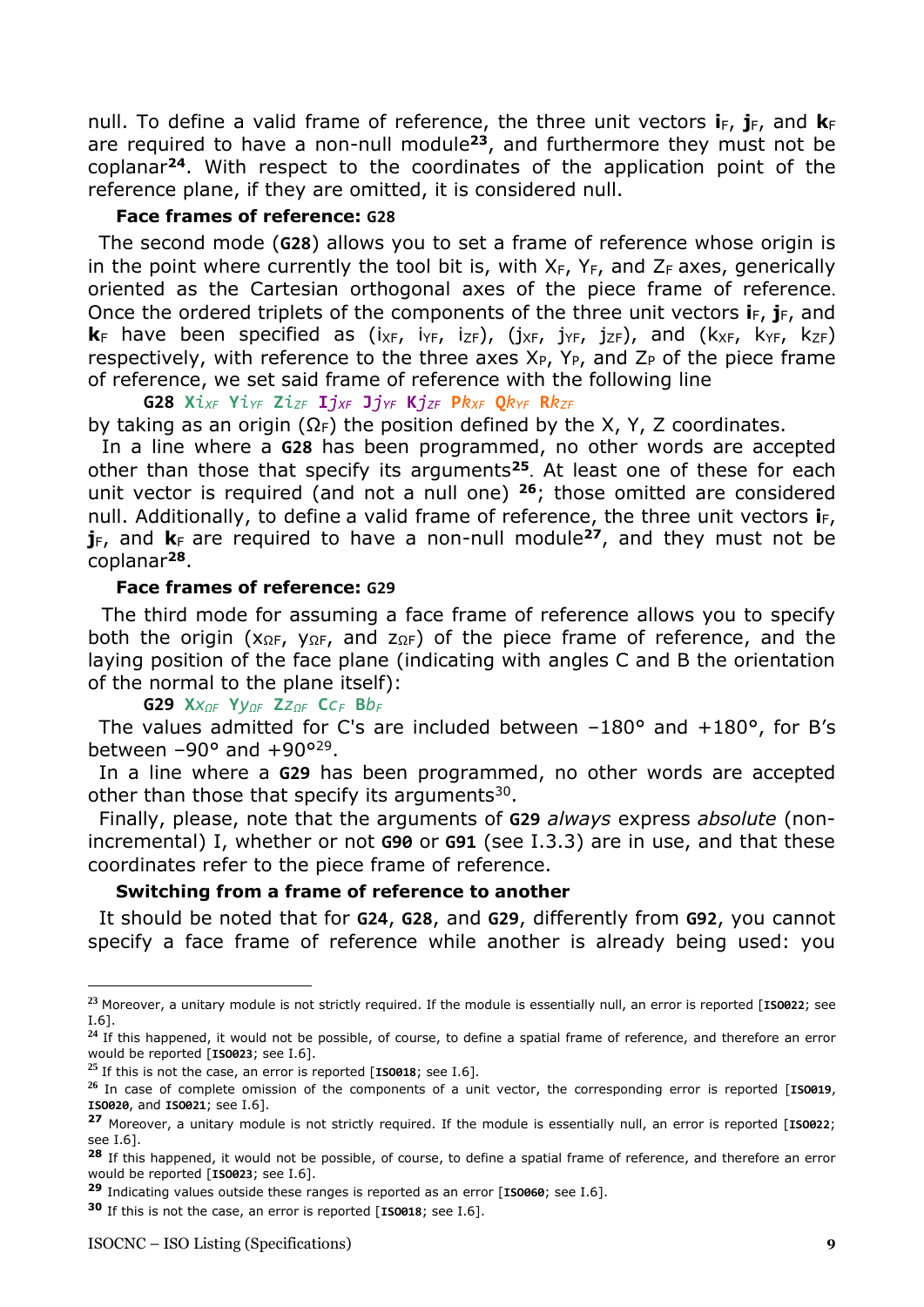null. To define a valid frame of reference, the three unit vectors $\mathbf{i}_F$, $\mathbf{j}_F$, and $\mathbf{k}_F$ are required to have a non-null module[23], and furthermore they must not be coplanar[24]. With respect to the coordinates of the application point of the reference plane, if they are omitted, it is considered null.

**Face frames of reference: G28**

The second mode (**G28**) allows you to set a frame of reference whose origin is in the point where currently the tool bit is, with $X_F$, $Y_F$, and $Z_F$ axes, generically oriented as the Cartesian orthogonal axes of the piece frame of reference. Once the ordered triplets of the components of the three unit vectors $\mathbf{i}_F$, $\mathbf{j}_F$, and $\mathbf{k}_F$ have been specified as ($i_{XF}$, $i_{YF}$, $i_{ZF}$), ($j_{XF}$, $j_{YF}$, $j_{ZF}$), and ($k_{XF}$, $k_{YF}$, $k_{ZF}$) respectively, with reference to the three axes $X_P$, $Y_P$, and $Z_P$ of the piece frame of reference, we set said frame of reference with the following line

**G28** X$i_{XF}$ Y$i_{YF}$ Z$i_{ZF}$ I$j_{XF}$ J$j_{YF}$ K$j_{ZF}$ P$k_{XF}$ Q$k_{YF}$ R$k_{ZF}$

by taking as an origin ($\Omega_F$) the position defined by the X, Y, Z coordinates.

In a line where a **G28** has been programmed, no other words are accepted other than those that specify its arguments[25]. At least one of these for each unit vector is required (and not a null one) [26]; those omitted are considered null. Additionally, to define a valid frame of reference, the three unit vectors $\mathbf{i}_F$, $\mathbf{j}_F$, and $\mathbf{k}_F$ are required to have a non-null module[27], and they must not be coplanar[28].

**Face frames of reference: G29**

The third mode for assuming a face frame of reference allows you to specify both the origin ($x_{\Omega F}$, $y_{\Omega F}$, and $z_{\Omega F}$) of the piece frame of reference, and the laying position of the face plane (indicating with angles C and B the orientation of the normal to the plane itself):

**G29** X$x_{\Omega F}$ Y$y_{\Omega F}$ Z$z_{\Omega F}$ C$c_F$ B$b_F$

The values admitted for C's are included between –180° and +180°, for B's between –90° and +90°[29].

In a line where a **G29** has been programmed, no other words are accepted other than those that specify its arguments[30].

Finally, please, note that the arguments of **G29** *always* express *absolute* (non-incremental) I, whether or not **G90** or **G91** (see I.3.3) are in use, and that these coordinates refer to the piece frame of reference.

**Switching from a frame of reference to another**

It should be noted that for **G24**, **G28**, and **G29**, differently from **G92**, you cannot specify a face frame of reference while another is already being used: you

---

[23] Moreover, a unitary module is not strictly required. If the module is essentially null, an error is reported [**ISO022**; see I.6].

[24] If this happened, it would not be possible, of course, to define a spatial frame of reference, and therefore an error would be reported [**ISO023**; see I.6].

[25] If this is not the case, an error is reported [**ISO018**; see I.6].

[26] In case of complete omission of the components of a unit vector, the corresponding error is reported [**ISO019**, **ISO020**, and **ISO021**; see I.6].

[27] Moreover, a unitary module is not strictly required. If the module is essentially null, an error is reported [**ISO022**; see I.6].

[28] If this happened, it would not be possible, of course, to define a spatial frame of reference, and therefore an error would be reported [**ISO023**; see I.6].

[29] Indicating values outside these ranges is reported as an error [**ISO060**; see I.6].

[30] If this is not the case, an error is reported [**ISO018**; see I.6].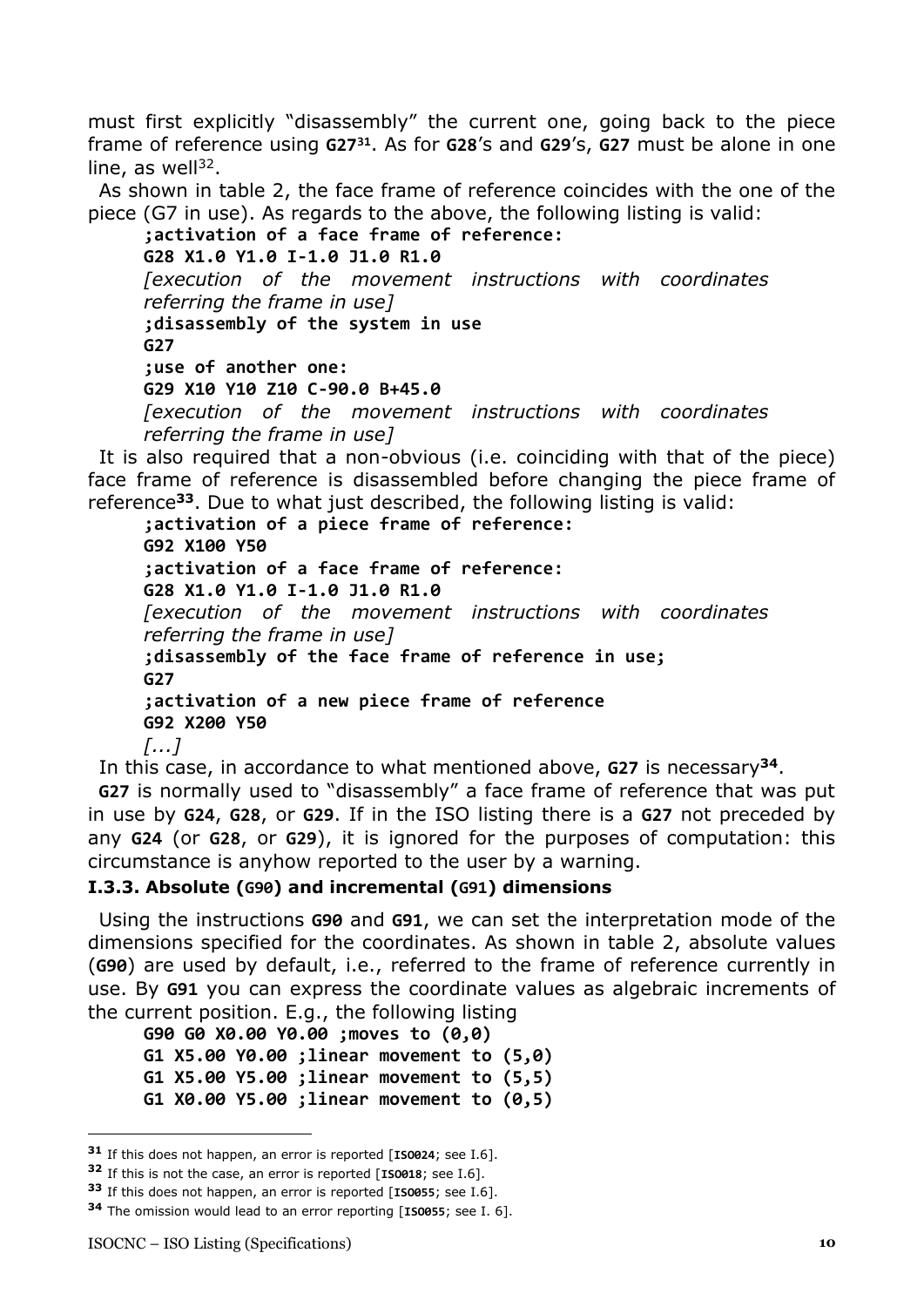must first explicitly "disassembly" the current one, going back to the piece frame of reference using **G27**[31]. As for **G28**'s and **G29**'s, **G27** must be alone in one line, as well[32].

As shown in table 2, the face frame of reference coincides with the one of the piece (G7 in use). As regards to the above, the following listing is valid:

```
;activation of a face frame of reference:
G28 X1.0 Y1.0 I-1.0 J1.0 R1.0
[execution of the movement instructions with coordinates referring the frame in use]
;disassembly of the system in use
G27
;use of another one:
G29 X10 Y10 Z10 C-90.0 B+45.0
[execution of the movement instructions with coordinates referring the frame in use]
```

It is also required that a non-obvious (i.e. coinciding with that of the piece) face frame of reference is disassembled before changing the piece frame of reference[33]. Due to what just described, the following listing is valid:

```
;activation of a piece frame of reference:
G92 X100 Y50
;activation of a face frame of reference:
G28 X1.0 Y1.0 I-1.0 J1.0 R1.0
[execution of the movement instructions with coordinates referring the frame in use]
;disassembly of the face frame of reference in use;
G27
;activation of a new piece frame of reference
G92 X200 Y50
[...]
```

In this case, in accordance to what mentioned above, **G27** is necessary[34].

**G27** is normally used to "disassembly" a face frame of reference that was put in use by **G24**, **G28**, or **G29**. If in the ISO listing there is a **G27** not preceded by any **G24** (or **G28**, or **G29**), it is ignored for the purposes of computation: this circumstance is anyhow reported to the user by a warning.

### I.3.3. Absolute (G90) and incremental (G91) dimensions

Using the instructions **G90** and **G91**, we can set the interpretation mode of the dimensions specified for the coordinates. As shown in table 2, absolute values (**G90**) are used by default, i.e., referred to the frame of reference currently in use. By **G91** you can express the coordinate values as algebraic increments of the current position. E.g., the following listing

```
G90 G0 X0.00 Y0.00 ;moves to (0,0)
G1 X5.00 Y0.00 ;linear movement to (5,0)
G1 X5.00 Y5.00 ;linear movement to (5,5)
G1 X0.00 Y5.00 ;linear movement to (0,5)
```

---

[31] If this does not happen, an error is reported [**ISO024**; see I.6].

[32] If this is not the case, an error is reported [**ISO018**; see I.6].

[33] If this does not happen, an error is reported [**ISO055**; see I.6].

[34] The omission would lead to an error reporting [**ISO055**; see I. 6].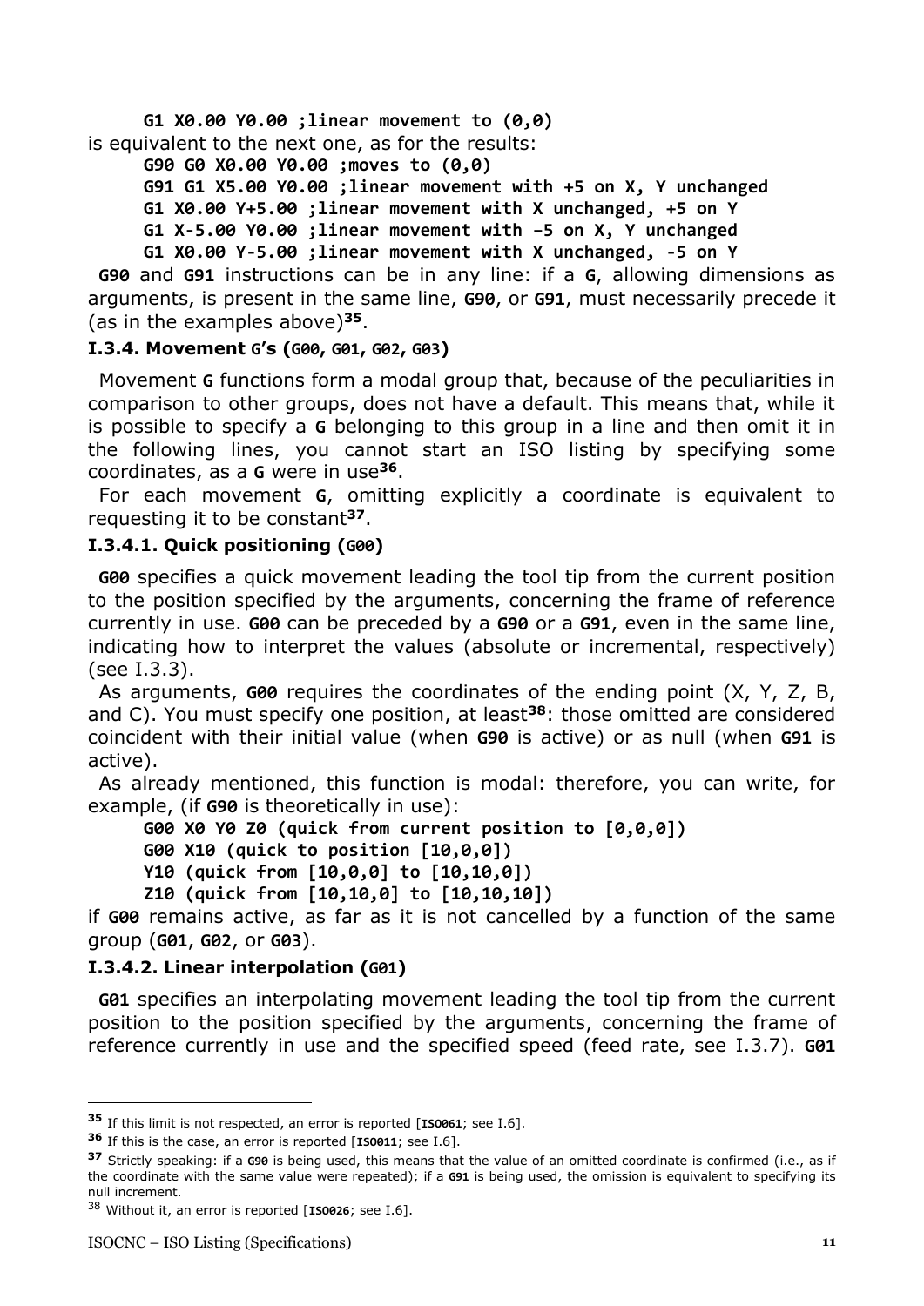```
G1 X0.00 Y0.00 ;linear movement to (0,0)
```

is equivalent to the next one, as for the results:

```
G90 G0 X0.00 Y0.00 ;moves to (0,0)
G91 G1 X5.00 Y0.00 ;linear movement with +5 on X, Y unchanged
G1 X0.00 Y+5.00 ;linear movement with X unchanged, +5 on Y
G1 X-5.00 Y0.00 ;linear movement with –5 on X, Y unchanged
G1 X0.00 Y-5.00 ;linear movement with X unchanged, -5 on Y
```

**G90** and **G91** instructions can be in any line: if a **G**, allowing dimensions as arguments, is present in the same line, **G90**, or **G91**, must necessarily precede it (as in the examples above)[35].

### I.3.4. Movement G's (G00, G01, G02, G03)

Movement **G** functions form a modal group that, because of the peculiarities in comparison to other groups, does not have a default. This means that, while it is possible to specify a **G** belonging to this group in a line and then omit it in the following lines, you cannot start an ISO listing by specifying some coordinates, as a **G** were in use[36].

For each movement **G**, omitting explicitly a coordinate is equivalent to requesting it to be constant[37].

#### I.3.4.1. Quick positioning (G00)

**G00** specifies a quick movement leading the tool tip from the current position to the position specified by the arguments, concerning the frame of reference currently in use. **G00** can be preceded by a **G90** or a **G91**, even in the same line, indicating how to interpret the values (absolute or incremental, respectively) (see I.3.3).

As arguments, **G00** requires the coordinates of the ending point (X, Y, Z, B, and C). You must specify one position, at least[38]: those omitted are considered coincident with their initial value (when **G90** is active) or as null (when **G91** is active).

As already mentioned, this function is modal: therefore, you can write, for example, (if **G90** is theoretically in use):

```
G00 X0 Y0 Z0 (quick from current position to [0,0,0])
G00 X10 (quick to position [10,0,0])
Y10 (quick from [10,0,0] to [10,10,0])
Z10 (quick from [10,10,0] to [10,10,10])
```

if **G00** remains active, as far as it is not cancelled by a function of the same group (**G01**, **G02**, or **G03**).

#### I.3.4.2. Linear interpolation (G01)

**G01** specifies an interpolating movement leading the tool tip from the current position to the position specified by the arguments, concerning the frame of reference currently in use and the specified speed (feed rate, see I.3.7). **G01**

---

[35] If this limit is not respected, an error is reported [**ISO061**; see I.6].

[36] If this is the case, an error is reported [**ISO011**; see I.6].

[37] Strictly speaking: if a **G90** is being used, this means that the value of an omitted coordinate is confirmed (i.e., as if the coordinate with the same value were repeated); if a **G91** is being used, the omission is equivalent to specifying its null increment.

[38] Without it, an error is reported [**ISO026**; see I.6].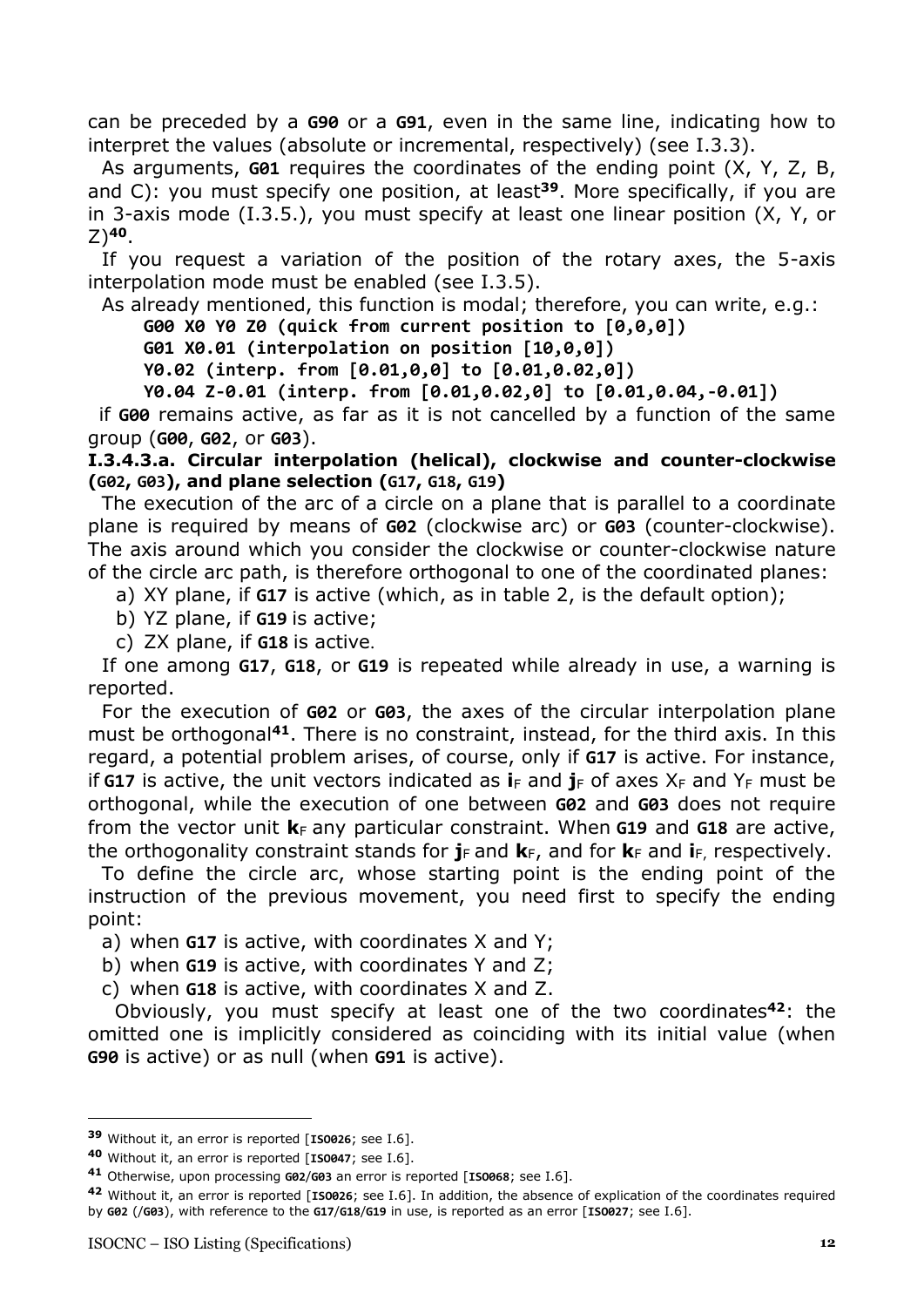can be preceded by a **G90** or a **G91**, even in the same line, indicating how to interpret the values (absolute or incremental, respectively) (see I.3.3).

As arguments, **G01** requires the coordinates of the ending point (X, Y, Z, B, and C): you must specify one position, at least[39]. More specifically, if you are in 3-axis mode (I.3.5.), you must specify at least one linear position (X, Y, or Z)[40].

If you request a variation of the position of the rotary axes, the 5-axis interpolation mode must be enabled (see I.3.5).

As already mentioned, this function is modal; therefore, you can write, e.g.:

```
G00 X0 Y0 Z0 (quick from current position to [0,0,0])
G01 X0.01 (interpolation on position [10,0,0])
Y0.02 (interp. from [0.01,0,0] to [0.01,0.02,0])
Y0.04 Z-0.01 (interp. from [0.01,0.02,0] to [0.01,0.04,-0.01])
```

if **G00** remains active, as far as it is not cancelled by a function of the same group (**G00**, **G02**, or **G03**).

#### I.3.4.3.a. Circular interpolation (helical), clockwise and counter-clockwise (G02, G03), and plane selection (G17, G18, G19)

The execution of the arc of a circle on a plane that is parallel to a coordinate plane is required by means of **G02** (clockwise arc) or **G03** (counter-clockwise). The axis around which you consider the clockwise or counter-clockwise nature of the circle arc path, is therefore orthogonal to one of the coordinated planes:

a) XY plane, if **G17** is active (which, as in table 2, is the default option);
b) YZ plane, if **G19** is active;
c) ZX plane, if **G18** is active.

If one among **G17**, **G18**, or **G19** is repeated while already in use, a warning is reported.

For the execution of **G02** or **G03**, the axes of the circular interpolation plane must be orthogonal[41]. There is no constraint, instead, for the third axis. In this regard, a potential problem arises, of course, only if **G17** is active. For instance, if **G17** is active, the unit vectors indicated as $\mathbf{i}_F$ and $\mathbf{j}_F$ of axes $X_F$ and $Y_F$ must be orthogonal, while the execution of one between **G02** and **G03** does not require from the vector unit $\mathbf{k}_F$ any particular constraint. When **G19** and **G18** are active, the orthogonality constraint stands for $\mathbf{j}_F$ and $\mathbf{k}_F$, and for $\mathbf{k}_F$ and $\mathbf{i}_F$, respectively.

To define the circle arc, whose starting point is the ending point of the instruction of the previous movement, you need first to specify the ending point:

a) when **G17** is active, with coordinates X and Y;
b) when **G19** is active, with coordinates Y and Z;
c) when **G18** is active, with coordinates X and Z.

Obviously, you must specify at least one of the two coordinates[42]: the omitted one is implicitly considered as coinciding with its initial value (when **G90** is active) or as null (when **G91** is active).

---

[39] Without it, an error is reported [**ISO026**; see I.6].

[40] Without it, an error is reported [**ISO047**; see I.6].

[41] Otherwise, upon processing **G02**/**G03** an error is reported [**ISO068**; see I.6].

[42] Without it, an error is reported [**ISO026**; see I.6]. In addition, the absence of explication of the coordinates required by **G02** (/**G03**), with reference to the **G17**/**G18**/**G19** in use, is reported as an error [**ISO027**; see I.6].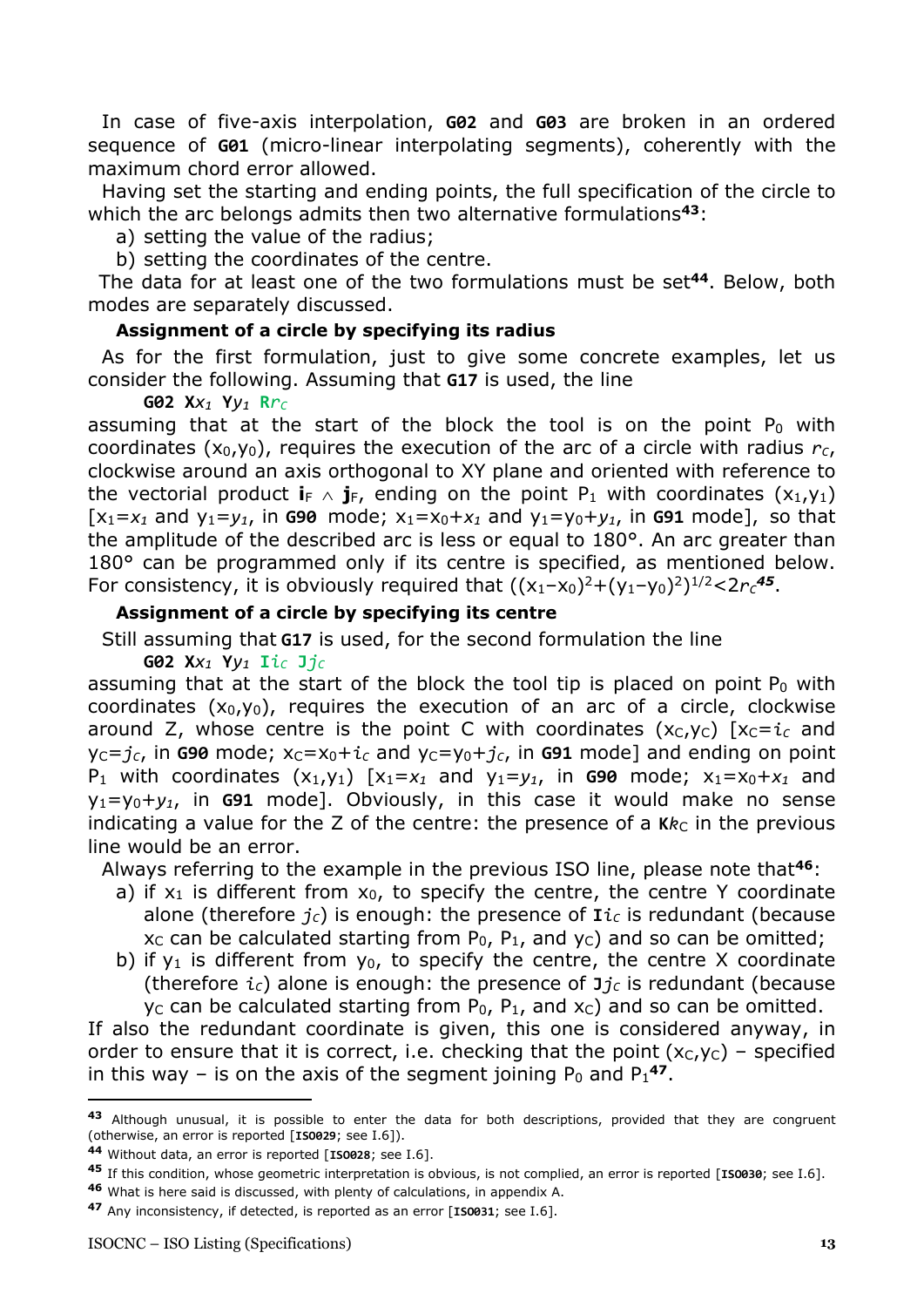In case of five-axis interpolation, **G02** and **G03** are broken in an ordered sequence of **G01** (micro-linear interpolating segments), coherently with the maximum chord error allowed.

Having set the starting and ending points, the full specification of the circle to which the arc belongs admits then two alternative formulations[43]:

a) setting the value of the radius;

b) setting the coordinates of the centre.

The data for at least one of the two formulations must be set[44]. Below, both modes are separately discussed.

**Assignment of a circle by specifying its radius**

As for the first formulation, just to give some concrete examples, let us consider the following. Assuming that **G17** is used, the line

**G02 X**$x_1$ **Y**$y_1$ **R**$r_C$

assuming that at the start of the block the tool is on the point $P_0$ with coordinates $(x_0,y_0)$, requires the execution of the arc of a circle with radius $r_C$, clockwise around an axis orthogonal to XY plane and oriented with reference to the vectorial product $\mathbf{i}_F \wedge \mathbf{j}_F$, ending on the point $P_1$ with coordinates $(x_1,y_1)$ [$x_1=x_1$ and $y_1=y_1$, in **G90** mode; $x_1=x_0+x_1$ and $y_1=y_0+y_1$, in **G91** mode], so that the amplitude of the described arc is less or equal to 180°. An arc greater than 180° can be programmed only if its centre is specified, as mentioned below. For consistency, it is obviously required that $((x_1-x_0)^2+(y_1-y_0)^2)^{1/2}<2r_C$[45].

**Assignment of a circle by specifying its centre**

Still assuming that **G17** is used, for the second formulation the line

**G02 X**$x_1$ **Y**$y_1$ **I**$i_C$ **J**$j_C$

assuming that at the start of the block the tool tip is placed on point $P_0$ with coordinates $(x_0,y_0)$, requires the execution of an arc of a circle, clockwise around Z, whose centre is the point C with coordinates $(x_C,y_C)$ [$x_C=i_C$ and $y_C=j_C$, in **G90** mode; $x_C=x_0+i_C$ and $y_C=y_0+j_C$, in **G91** mode] and ending on point $P_1$ with coordinates $(x_1,y_1)$ [$x_1=x_1$ and $y_1=y_1$, in **G90** mode; $x_1=x_0+x_1$ and $y_1=y_0+y_1$, in **G91** mode]. Obviously, in this case it would make no sense indicating a value for the Z of the centre: the presence of a **K**$k_C$ in the previous line would be an error.

Always referring to the example in the previous ISO line, please note that[46]:

a) if $x_1$ is different from $x_0$, to specify the centre, the centre Y coordinate alone (therefore $j_C$) is enough: the presence of **I**$i_C$ is redundant (because $x_C$ can be calculated starting from $P_0$, $P_1$, and $y_C$) and so can be omitted;

b) if $y_1$ is different from $y_0$, to specify the centre, the centre X coordinate (therefore $i_C$) alone is enough: the presence of **J**$j_C$ is redundant (because $y_C$ can be calculated starting from $P_0$, $P_1$, and $x_C$) and so can be omitted.

If also the redundant coordinate is given, this one is considered anyway, in order to ensure that it is correct, i.e. checking that the point $(x_C,y_C)$ – specified in this way – is on the axis of the segment joining $P_0$ and $P_1$[47].

---

[43] Although unusual, it is possible to enter the data for both descriptions, provided that they are congruent (otherwise, an error is reported [**ISO029**; see I.6]).

[44] Without data, an error is reported [**ISO028**; see I.6].

[45] If this condition, whose geometric interpretation is obvious, is not complied, an error is reported [**ISO030**; see I.6].

[46] What is here said is discussed, with plenty of calculations, in appendix A.

[47] Any inconsistency, if detected, is reported as an error [**ISO031**; see I.6].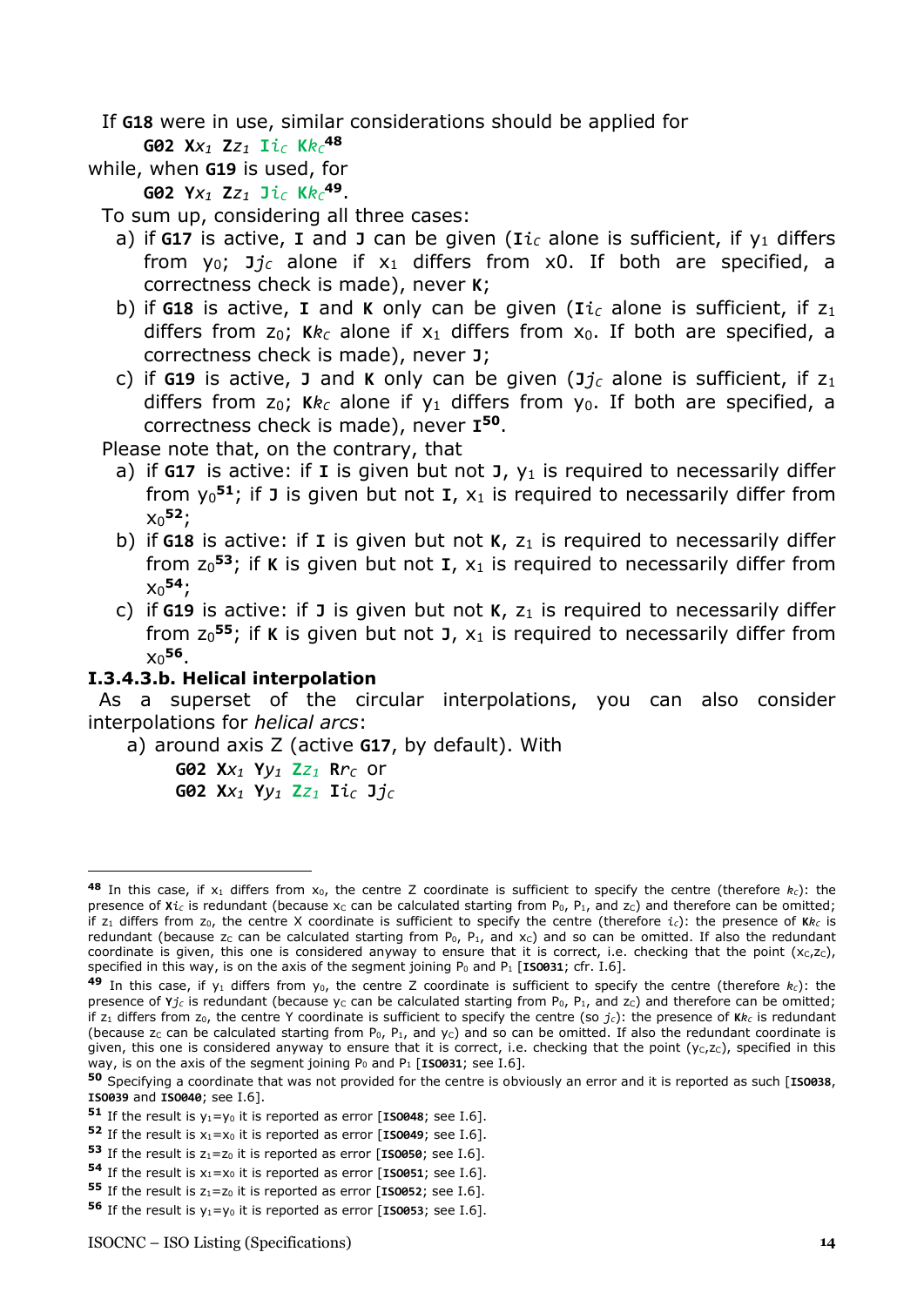If **G18** were in use, similar considerations should be applied for

**G02 X**$x_1$ **Z**$z_1$ **I**$i_C$ **K**$k_C$[48]

while, when **G19** is used, for

**G02 Y**$x_1$ **Z**$z_1$ **J**$i_C$ **K**$k_C$[49].

To sum up, considering all three cases:

a) if **G17** is active, **I** and **J** can be given (**I**$i_C$ alone is sufficient, if $y_1$ differs from $y_0$; **J**$j_C$ alone if $x_1$ differs from x0. If both are specified, a correctness check is made), never **K**;

b) if **G18** is active, **I** and **K** only can be given (**I**$i_C$ alone is sufficient, if $z_1$ differs from $z_0$; **K**$k_C$ alone if $x_1$ differs from $x_0$. If both are specified, a correctness check is made), never **J**;

c) if **G19** is active, **J** and **K** only can be given (**J**$j_C$ alone is sufficient, if $z_1$ differs from $z_0$; **K**$k_C$ alone if $y_1$ differs from $y_0$. If both are specified, a correctness check is made), never **I**[50].

Please note that, on the contrary, that

a) if **G17** is active: if **I** is given but not **J**, $y_1$ is required to necessarily differ from $y_0$[51]; if **J** is given but not **I**, $x_1$ is required to necessarily differ from $x_0$[52];

b) if **G18** is active: if **I** is given but not **K**, $z_1$ is required to necessarily differ from $z_0$[53]; if **K** is given but not **I**, $x_1$ is required to necessarily differ from $x_0$[54];

c) if **G19** is active: if **J** is given but not **K**, $z_1$ is required to necessarily differ from $z_0$[55]; if **K** is given but not **J**, $x_1$ is required to necessarily differ from $x_0$[56].

#### I.3.4.3.b. Helical interpolation

As a superset of the circular interpolations, you can also consider interpolations for *helical arcs*:

a) around axis Z (active **G17**, by default). With

**G02 X**$x_1$ **Y**$y_1$ **Z**$z_1$ **R**$r_C$ or

**G02 X**$x_1$ **Y**$y_1$ **Z**$z_1$ **I**$i_C$ **J**$j_C$

---

[48] In this case, if $x_1$ differs from $x_0$, the centre Z coordinate is sufficient to specify the centre (therefore $k_C$): the presence of **X**$i_C$ is redundant (because $x_C$ can be calculated starting from $P_0$, $P_1$, and $z_C$) and therefore can be omitted; if $z_1$ differs from $z_0$, the centre X coordinate is sufficient to specify the centre (therefore $i_C$): the presence of **K**$k_C$ is redundant coordinate (because $z_C$ can be calculated starting from $P_0$, $P_1$, and $x_C$) and so can be omitted. If also the redundant coordinate is given, this one is considered anyway to ensure that it is correct, i.e. checking that the point ($x_C$,$z_C$), specified in this way, is on the axis of the segment joining $P_0$ and $P_1$ [**ISO031**; cfr. I.6].

[49] In this case, if $y_1$ differs from $y_0$, the centre Z coordinate is sufficient to specify the centre (therefore $k_C$): the presence of **Y**$j_C$ is redundant (because $y_C$ can be calculated starting from $P_0$, $P_1$, and $z_C$) and therefore can be omitted; if $z_1$ differs from $z_0$, the centre Y coordinate is sufficient to specify the centre (so $j_C$): the presence of **K**$k_C$ is redundant (because $z_C$ can be calculated starting from $P_0$, $P_1$, and $y_C$) and so can be omitted. If also the redundant coordinate is given, this one is considered anyway to ensure that it is correct, i.e. checking that the point ($y_C$,$z_C$), specified in this way, is on the axis of the segment joining $P_0$ and $P_1$ [**ISO031**; see I.6].

[50] Specifying a coordinate that was not provided for the centre is obviously an error and it is reported as such [**ISO038**, **ISO039** and **ISO040**; see I.6].

[51] If the result is $y_1$=$y_0$ it is reported as error [**ISO048**; see I.6].

[52] If the result is $x_1$=$x_0$ it is reported as error [**ISO049**; see I.6].

[53] If the result is $z_1$=$z_0$ it is reported as error [**ISO050**; see I.6].

[54] If the result is $x_1$=$x_0$ it is reported as error [**ISO051**; see I.6].

[55] If the result is $z_1$=$z_0$ it is reported as error [**ISO052**; see I.6].

[56] If the result is $y_1$=$y_0$ it is reported as error [**ISO053**; see I.6].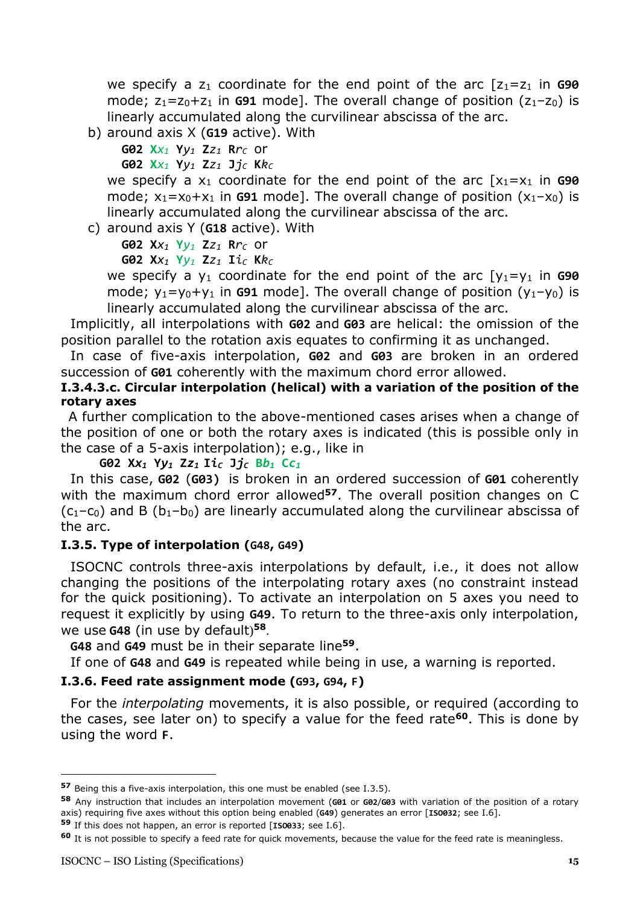we specify a $z_1$ coordinate for the end point of the arc [$z_1$=$z_1$ in **G90** mode; $z_1$=$z_0$+$z_1$ in **G91** mode]. The overall change of position ($z_1$−$z_0$) is linearly accumulated along the curvilinear abscissa of the arc.

b) around axis X (**G19** active). With

   **G02 X***$x_1$* **Y***$y_1$* **Z***$z_1$* **R***$r_C$* or

   **G02 X***$x_1$* **Y***$y_1$* **Z***$z_1$* **J***$j_C$* **K***$k_C$*

   we specify a $x_1$ coordinate for the end point of the arc [$x_1$=$x_1$ in **G90** mode; $x_1$=$x_0$+$x_1$ in **G91** mode]. The overall change of position ($x_1$−$x_0$) is linearly accumulated along the curvilinear abscissa of the arc.

c) around axis Y (**G18** active). With

   **G02 X***$x_1$* **Y***$y_1$* **Z***$z_1$* **R***$r_C$* or

   **G02 X***$x_1$* **Y***$y_1$* **Z***$z_1$* **I***$i_C$* **K***$k_C$*

   we specify a $y_1$ coordinate for the end point of the arc [$y_1$=$y_1$ in **G90** mode; $y_1$=$y_0$+$y_1$ in **G91** mode]. The overall change of position ($y_1$−$y_0$) is linearly accumulated along the curvilinear abscissa of the arc.

Implicitly, all interpolations with **G02** and **G03** are helical: the omission of the position parallel to the rotation axis equates to confirming it as unchanged.

In case of five-axis interpolation, **G02** and **G03** are broken in an ordered succession of **G01** coherently with the maximum chord error allowed.

#### I.3.4.3.c. Circular interpolation (helical) with a variation of the position of the rotary axes

A further complication to the above-mentioned cases arises when a change of the position of one or both the rotary axes is indicated (this is possible only in the case of a 5-axis interpolation); e.g., like in

**G02 X***$x_1$* **Y***$y_1$* **Z***$z_1$* **I***$i_C$* **J***$j_C$* **B***$b_1$* **C***$c_1$*

In this case, **G02** (**G03**) is broken in an ordered succession of **G01** coherently with the maximum chord error allowed[57]. The overall position changes on C ($c_1$−$c_0$) and B ($b_1$−$b_0$) are linearly accumulated along the curvilinear abscissa of the arc.

### I.3.5. Type of interpolation (G48, G49)

ISOCNC controls three-axis interpolations by default, i.e., it does not allow changing the positions of the interpolating rotary axes (no constraint instead for the quick positioning). To activate an interpolation on 5 axes you need to request it explicitly by using **G49**. To return to the three-axis only interpolation, we use **G48** (in use by default)[58].

**G48** and **G49** must be in their separate line[59].

If one of **G48** and **G49** is repeated while being in use, a warning is reported.

### I.3.6. Feed rate assignment mode (G93, G94, F)

For the *interpolating* movements, it is also possible, or required (according to the cases, see later on) to specify a value for the feed rate[60]. This is done by using the word **F**.

---

[57] Being this a five-axis interpolation, this one must be enabled (see I.3.5).

[58] Any instruction that includes an interpolation movement (**G01** or **G02**/**G03** with variation of the position of a rotary axis) requiring five axes without this option being enabled (**G49**) generates an error [**ISO032**; see I.6].

[59] If this does not happen, an error is reported [**ISO033**; see I.6].

[60] It is not possible to specify a feed rate for quick movements, because the value for the feed rate is meaningless.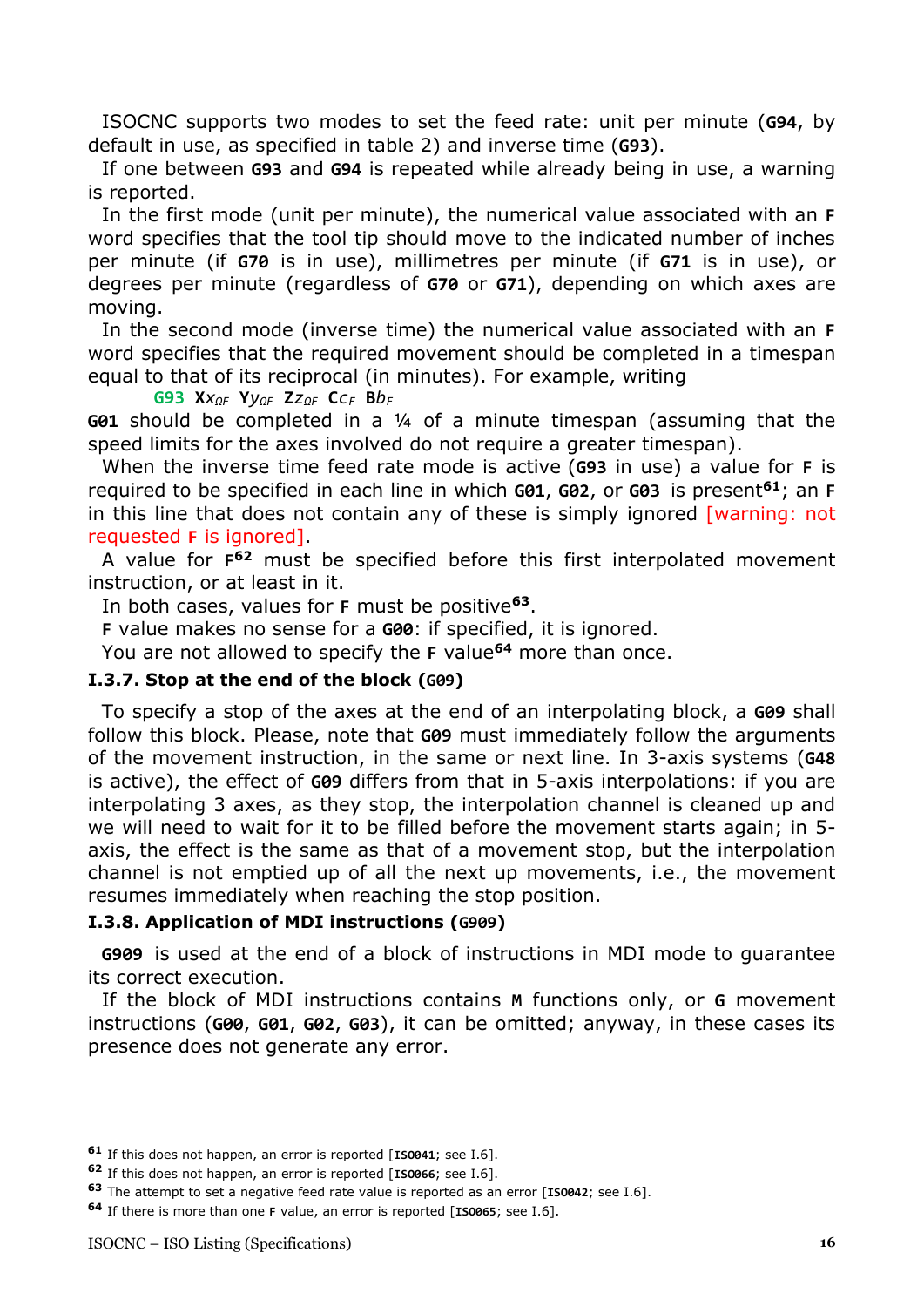ISOCNC supports two modes to set the feed rate: unit per minute (**G94**, by default in use, as specified in table 2) and inverse time (**G93**).

If one between **G93** and **G94** is repeated while already being in use, a warning is reported.

In the first mode (unit per minute), the numerical value associated with an **F** word specifies that the tool tip should move to the indicated number of inches per minute (if **G70** is in use), millimetres per minute (if **G71** is in use), or degrees per minute (regardless of **G70** or **G71**), depending on which axes are moving.

In the second mode (inverse time) the numerical value associated with an **F** word specifies that the required movement should be completed in a timespan equal to that of its reciprocal (in minutes). For example, writing

G93 **X**$x_{\Omega F}$ **Y**$y_{\Omega F}$ **Z**$z_{\Omega F}$ **C**$c_F$ **B**$b_F$

**G01** should be completed in a ¼ of a minute timespan (assuming that the speed limits for the axes involved do not require a greater timespan).

When the inverse time feed rate mode is active (**G93** in use) a value for **F** is required to be specified in each line in which **G01**, **G02**, or **G03** is present[61]; an **F** in this line that does not contain any of these is simply ignored [warning: not requested **F** is ignored].

A value for **F**[62] must be specified before this first interpolated movement instruction, or at least in it.

In both cases, values for **F** must be positive[63].

**F** value makes no sense for a **G00**: if specified, it is ignored.

You are not allowed to specify the **F** value[64] more than once.

### I.3.7. Stop at the end of the block (G09)

To specify a stop of the axes at the end of an interpolating block, a **G09** shall follow this block. Please, note that **G09** must immediately follow the arguments of the movement instruction, in the same or next line. In 3-axis systems (**G48** is active), the effect of **G09** differs from that in 5-axis interpolations: if you are interpolating 3 axes, as they stop, the interpolation channel is cleaned up and we will need to wait for it to be filled before the movement starts again; in 5-axis, the effect is the same as that of a movement stop, but the interpolation channel is not emptied up of all the next up movements, i.e., the movement resumes immediately when reaching the stop position.

### I.3.8. Application of MDI instructions (G909)

**G909** is used at the end of a block of instructions in MDI mode to guarantee its correct execution.

If the block of MDI instructions contains **M** functions only, or **G** movement instructions (**G00**, **G01**, **G02**, **G03**), it can be omitted; anyway, in these cases its presence does not generate any error.

---

[61] If this does not happen, an error is reported [**ISO041**; see I.6].

[62] If this does not happen, an error is reported [**ISO066**; see I.6].

[63] The attempt to set a negative feed rate value is reported as an error [**ISO042**; see I.6].

[64] If there is more than one **F** value, an error is reported [**ISO065**; see I.6].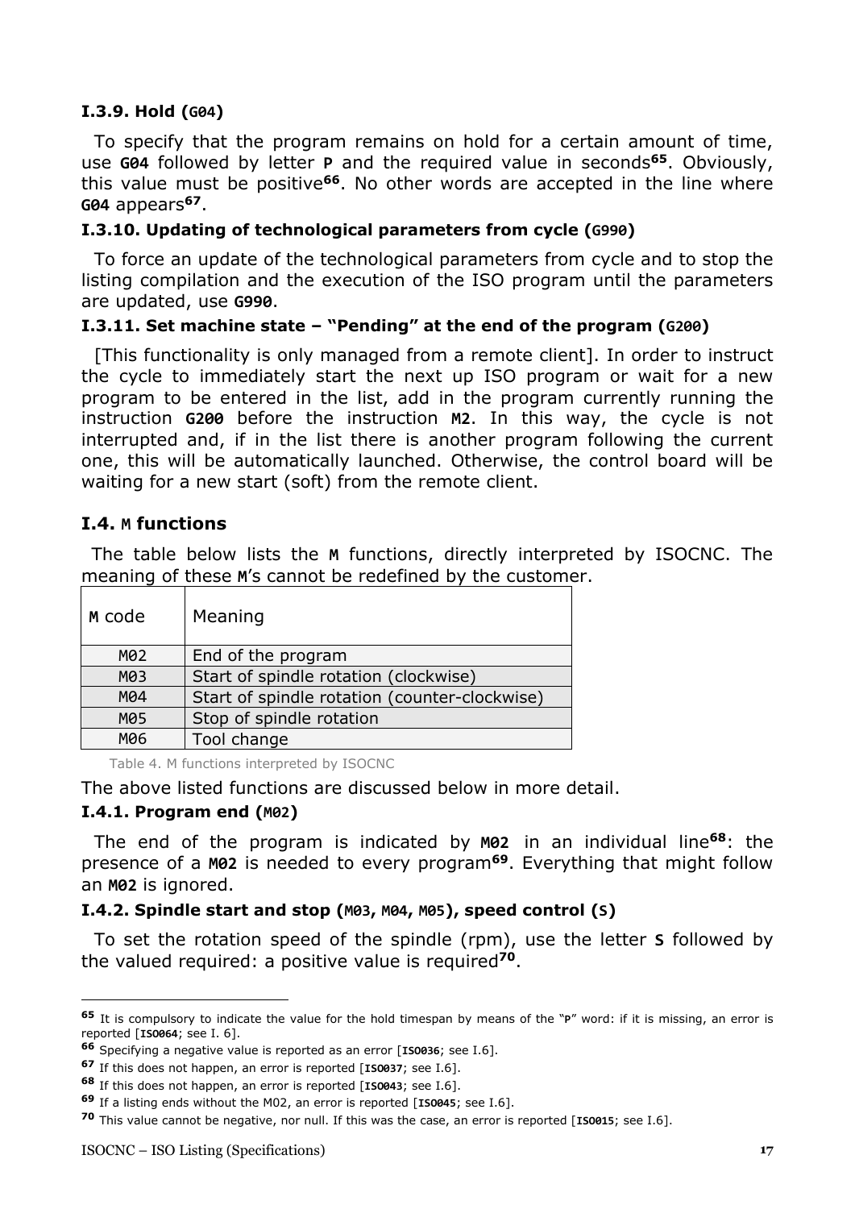#### I.3.9. Hold (G04)

To specify that the program remains on hold for a certain amount of time, use **G04** followed by letter **P** and the required value in seconds[65]. Obviously, this value must be positive[66]. No other words are accepted in the line where **G04** appears[67].

#### I.3.10. Updating of technological parameters from cycle (G990)

To force an update of the technological parameters from cycle and to stop the listing compilation and the execution of the ISO program until the parameters are updated, use **G990**.

#### I.3.11. Set machine state – "Pending" at the end of the program (G200)

[This functionality is only managed from a remote client]. In order to instruct the cycle to immediately start the next up ISO program or wait for a new program to be entered in the list, add in the program currently running the instruction **G200** before the instruction **M2**. In this way, the cycle is not interrupted and, if in the list there is another program following the current one, this will be automatically launched. Otherwise, the control board will be waiting for a new start (soft) from the remote client.

### I.4. M functions

The table below lists the **M** functions, directly interpreted by ISOCNC. The meaning of these **M**'s cannot be redefined by the customer.

| M code | Meaning |
|---|---|
| M02 | End of the program |
| M03 | Start of spindle rotation (clockwise) |
| M04 | Start of spindle rotation (counter-clockwise) |
| M05 | Stop of spindle rotation |
| M06 | Tool change |

Table 4. M functions interpreted by ISOCNC

The above listed functions are discussed below in more detail.

#### I.4.1. Program end (M02)

The end of the program is indicated by **M02** in an individual line[68]: the presence of a **M02** is needed to every program[69]. Everything that might follow an **M02** is ignored.

#### I.4.2. Spindle start and stop (M03, M04, M05), speed control (S)

To set the rotation speed of the spindle (rpm), use the letter **S** followed by the valued required: a positive value is required[70].

---

[65] It is compulsory to indicate the value for the hold timespan by means of the "P" word: if it is missing, an error is reported [**ISO064**; see I. 6].

[66] Specifying a negative value is reported as an error [**ISO036**; see I.6].

[67] If this does not happen, an error is reported [**ISO037**; see I.6].

[68] If this does not happen, an error is reported [**ISO043**; see I.6].

[69] If a listing ends without the M02, an error is reported [**ISO045**; see I.6].

[70] This value cannot be negative, nor null. If this was the case, an error is reported [**ISO015**; see I.6].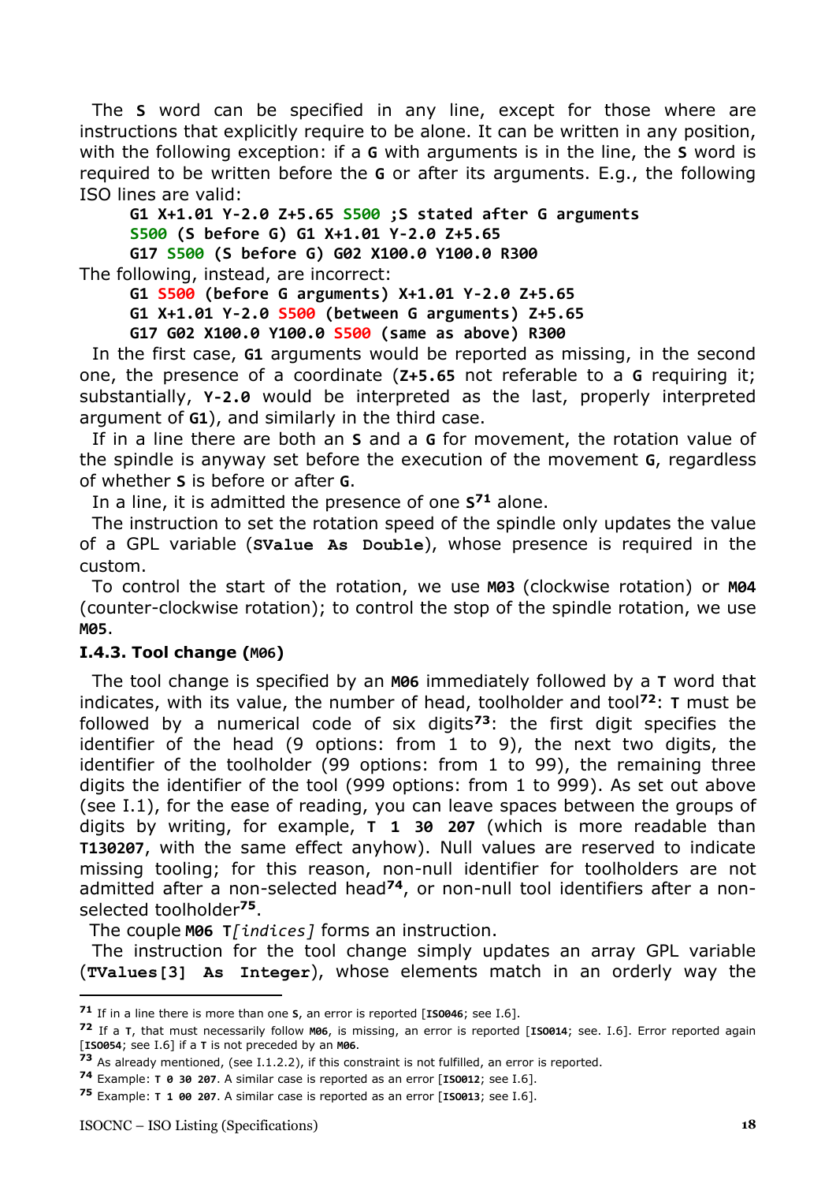The **S** word can be specified in any line, except for those where are instructions that explicitly require to be alone. It can be written in any position, with the following exception: if a **G** with arguments is in the line, the **S** word is required to be written before the **G** or after its arguments. E.g., the following ISO lines are valid:

```
G1 X+1.01 Y-2.0 Z+5.65 S500 ;S stated after G arguments
S500 (S before G) G1 X+1.01 Y-2.0 Z+5.65
G17 S500 (S before G) G02 X100.0 Y100.0 R300
```

The following, instead, are incorrect:

```
G1 S500 (before G arguments) X+1.01 Y-2.0 Z+5.65
G1 X+1.01 Y-2.0 S500 (between G arguments) Z+5.65
G17 G02 X100.0 Y100.0 S500 (same as above) R300
```

In the first case, **G1** arguments would be reported as missing, in the second one, the presence of a coordinate (**Z+5.65** not referable to a **G** requiring it; substantially, **Y-2.0** would be interpreted as the last, properly interpreted argument of **G1**), and similarly in the third case.

If in a line there are both an **S** and a **G** for movement, the rotation value of the spindle is anyway set before the execution of the movement **G**, regardless of whether **S** is before or after **G**.

In a line, it is admitted the presence of one **S**[71] alone.

The instruction to set the rotation speed of the spindle only updates the value of a GPL variable (**SValue As Double**), whose presence is required in the custom.

To control the start of the rotation, we use **M03** (clockwise rotation) or **M04** (counter-clockwise rotation); to control the stop of the spindle rotation, we use **M05**.

### I.4.3. Tool change (M06)

The tool change is specified by an **M06** immediately followed by a **T** word that indicates, with its value, the number of head, toolholder and tool[72]: **T** must be followed by a numerical code of six digits[73]: the first digit specifies the identifier of the head (9 options: from 1 to 9), the next two digits, the identifier of the toolholder (99 options: from 1 to 99), the remaining three digits the identifier of the tool (999 options: from 1 to 999). As set out above (see I.1), for the ease of reading, you can leave spaces between the groups of digits by writing, for example, **T 1 30 207** (which is more readable than **T130207**, with the same effect anyhow). Null values are reserved to indicate missing tooling; for this reason, non-null identifier for toolholders are not admitted after a non-selected head[74], or non-null tool identifiers after a non-selected toolholder[75].

The couple **M06 T***[indices]* forms an instruction.

The instruction for the tool change simply updates an array GPL variable (**TValues[3] As Integer**), whose elements match in an orderly way the

---

[71] If in a line there is more than one **S**, an error is reported [**ISO046**; see I.6].

[72] If a **T**, that must necessarily follow **M06**, is missing, an error is reported [**ISO014**; see. I.6]. Error reported again [**ISO054**; see I.6] if a **T** is not preceded by an **M06**.

[73] As already mentioned, (see I.1.2.2), if this constraint is not fulfilled, an error is reported.

[74] Example: **T 0 30 207**. A similar case is reported as an error [**ISO012**; see I.6].

[75] Example: **T 1 00 207**. A similar case is reported as an error [**ISO013**; see I.6].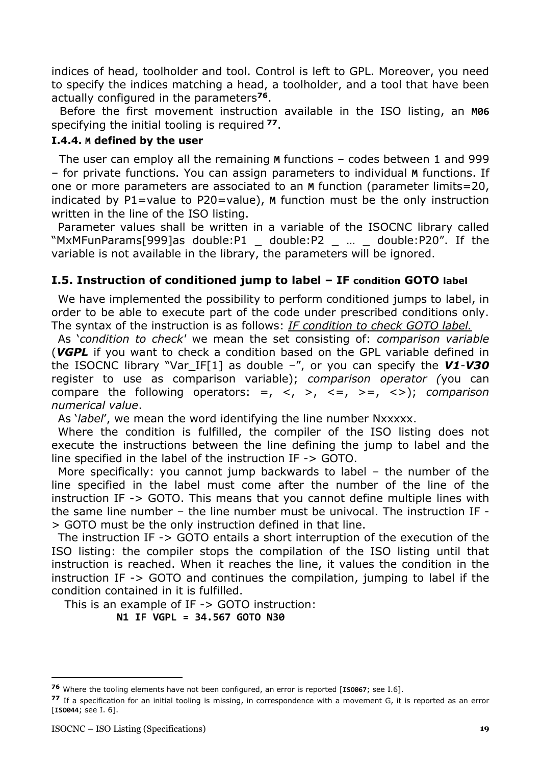indices of head, toolholder and tool. Control is left to GPL. Moreover, you need to specify the indices matching a head, a toolholder, and a tool that have been actually configured in the parameters[76].

Before the first movement instruction available in the ISO listing, an **M06** specifying the initial tooling is required[77].

#### I.4.4. M defined by the user

The user can employ all the remaining **M** functions – codes between 1 and 999 – for private functions. You can assign parameters to individual **M** functions. If one or more parameters are associated to an **M** function (parameter limits=20, indicated by P1=value to P20=value), **M** function must be the only instruction written in the line of the ISO listing.

Parameter values shall be written in a variable of the ISOCNC library called "MxMFunParams[999]as double:P1 _ double:P2 _ … _ double:P20". If the variable is not available in the library, the parameters will be ignored.

### I.5. Instruction of conditioned jump to label – IF condition GOTO label

We have implemented the possibility to perform conditioned jumps to label, in order to be able to execute part of the code under prescribed conditions only. The syntax of the instruction is as follows: *IF condition to check GOTO label.*

As '*condition to check*' we mean the set consisting of: *comparison variable* (***VGPL*** if you want to check a condition based on the GPL variable defined in the ISOCNC library "Var_IF[1] as double –", or you can specify the ***V1-V30*** register to use as comparison variable); *comparison operator (*you can compare the following operators: =, <, >, <=, >=, <>); *comparison numerical value*.

As '*label*', we mean the word identifying the line number Nxxxxx.

Where the condition is fulfilled, the compiler of the ISO listing does not execute the instructions between the line defining the jump to label and the line specified in the label of the instruction IF -> GOTO.

More specifically: you cannot jump backwards to label – the number of the line specified in the label must come after the number of the line of the instruction IF -> GOTO. This means that you cannot define multiple lines with the same line number – the line number must be univocal. The instruction IF -> GOTO must be the only instruction defined in that line.

The instruction IF -> GOTO entails a short interruption of the execution of the ISO listing: the compiler stops the compilation of the ISO listing until that instruction is reached. When it reaches the line, it values the condition in the instruction IF -> GOTO and continues the compilation, jumping to label if the condition contained in it is fulfilled.

This is an example of IF -> GOTO instruction:

```
N1 IF VGPL = 34.567 GOTO N30
```

---

[76] Where the tooling elements have not been configured, an error is reported [**ISO067**; see I.6].

[77] If a specification for an initial tooling is missing, in correspondence with a movement G, it is reported as an error [**ISO044**; see I. 6].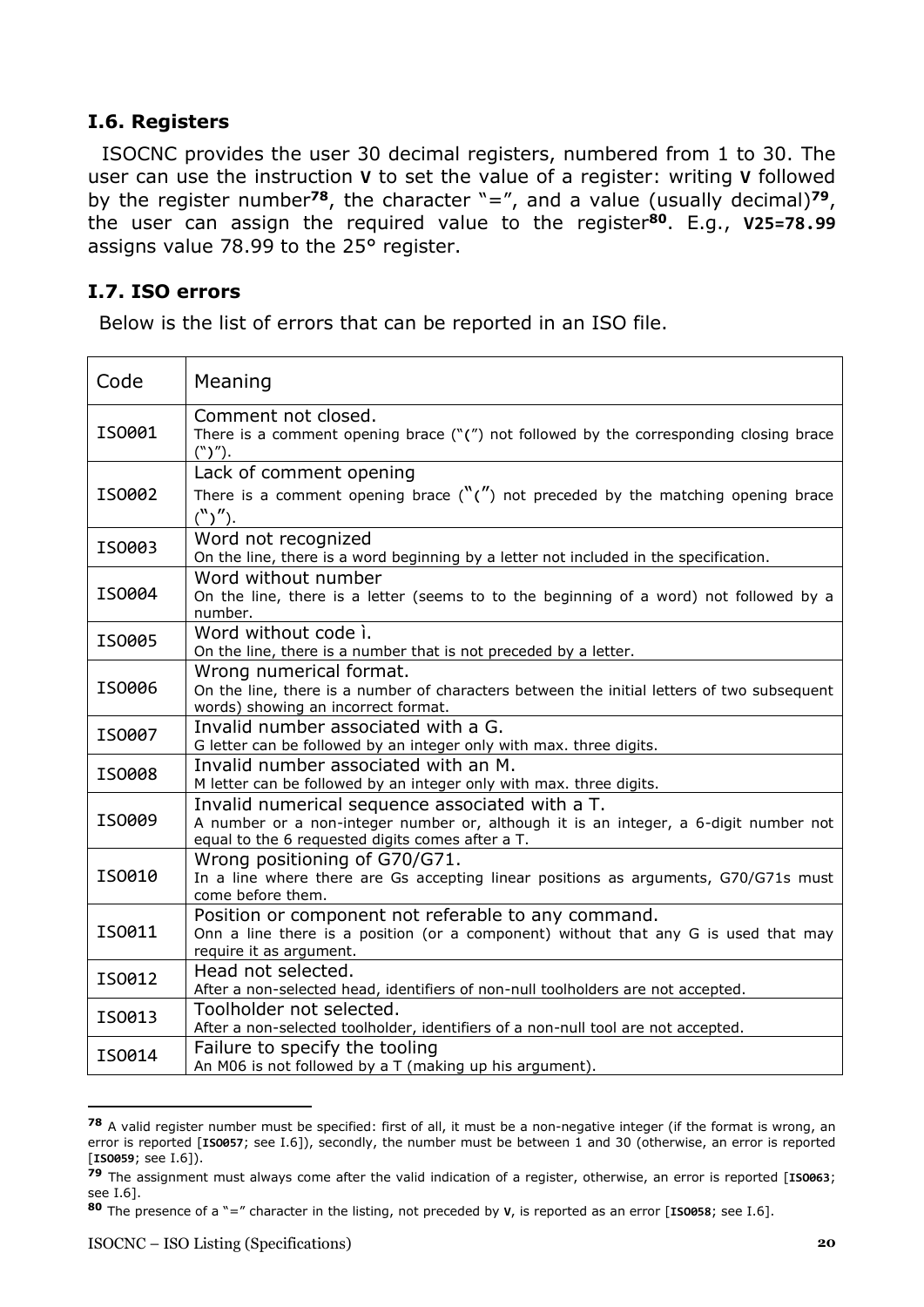## I.6. Registers

ISOCNC provides the user 30 decimal registers, numbered from 1 to 30. The user can use the instruction **V** to set the value of a register: writing **V** followed by the register number[78], the character "=", and a value (usually decimal)[79], the user can assign the required value to the register[80]. E.g., **V25=78.99** assigns value 78.99 to the 25° register.

## I.7. ISO errors

Below is the list of errors that can be reported in an ISO file.

| Code | Meaning |
|---|---|
| ISO001 | Comment not closed.<br>There is a comment opening brace ("(") not followed by the corresponding closing brace (")"). |
| ISO002 | Lack of comment opening<br>There is a comment opening brace ("(") not preceded by the matching opening brace (")"). |
| ISO003 | Word not recognized<br>On the line, there is a word beginning by a letter not included in the specification. |
| ISO004 | Word without number<br>On the line, there is a letter (seems to to the beginning of a word) not followed by a number. |
| ISO005 | Word without code ì.<br>On the line, there is a number that is not preceded by a letter. |
| ISO006 | Wrong numerical format.<br>On the line, there is a number of characters between the initial letters of two subsequent words) showing an incorrect format. |
| ISO007 | Invalid number associated with a G.<br>G letter can be followed by an integer only with max. three digits. |
| ISO008 | Invalid number associated with an M.<br>M letter can be followed by an integer only with max. three digits. |
| ISO009 | Invalid numerical sequence associated with a T.<br>A number or a non-integer number or, although it is an integer, a 6-digit number not equal to the 6 requested digits comes after a T. |
| ISO010 | Wrong positioning of G70/G71.<br>In a line where there are Gs accepting linear positions as arguments, G70/G71s must come before them. |
| ISO011 | Position or component not referable to any command.<br>Onn a line there is a position (or a component) without that any G is used that may require it as argument. |
| ISO012 | Head not selected.<br>After a non-selected head, identifiers of non-null toolholders are not accepted. |
| ISO013 | Toolholder not selected.<br>After a non-selected toolholder, identifiers of a non-null tool are not accepted. |
| ISO014 | Failure to specify the tooling<br>An M06 is not followed by a T (making up his argument). |

---

[78] A valid register number must be specified: first of all, it must be a non-negative integer (if the format is wrong, an error is reported [**ISO057**; see I.6]), secondly, the number must be between 1 and 30 (otherwise, an error is reported [**ISO059**; see I.6]).

[79] The assignment must always come after the valid indication of a register, otherwise, an error is reported [**ISO063**; see I.6].

[80] The presence of a "=" character in the listing, not preceded by **V**, is reported as an error [**ISO058**; see I.6].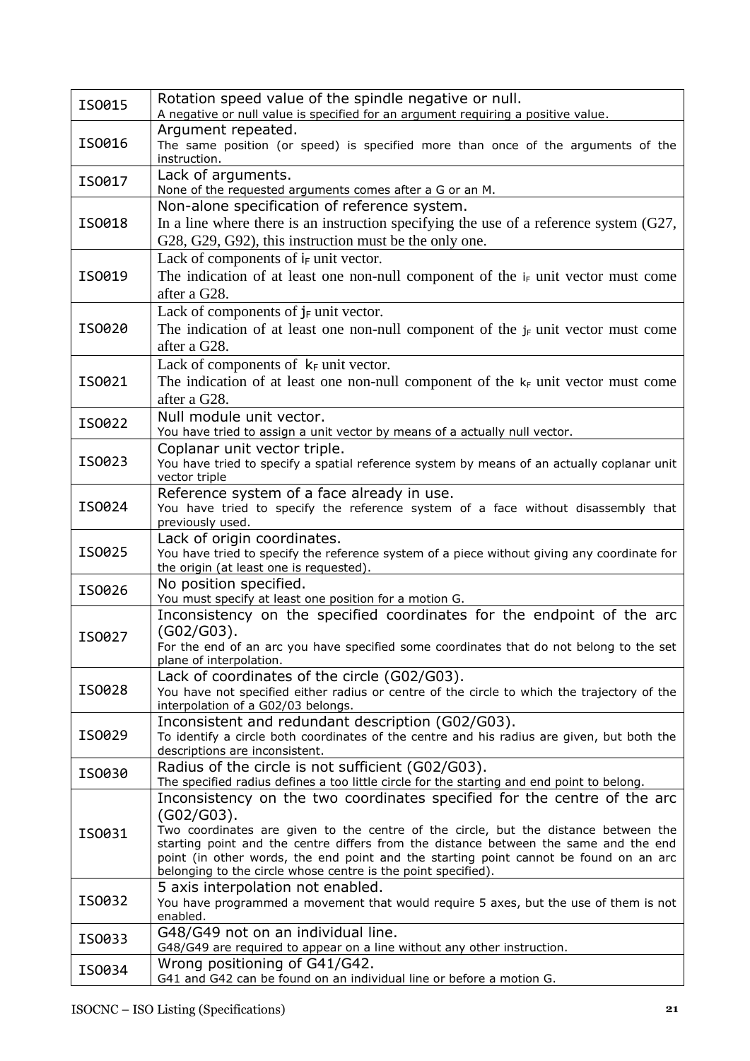| | |
|---|---|
| ISO015 | Rotation speed value of the spindle negative or null.<br>A negative or null value is specified for an argument requiring a positive value. |
| ISO016 | Argument repeated.<br>The same position (or speed) is specified more than once of the arguments of the instruction. |
| ISO017 | Lack of arguments.<br>None of the requested arguments comes after a G or an M. |
| ISO018 | Non-alone specification of reference system.<br>In a line where there is an instruction specifying the use of a reference system (G27, G28, G29, G92), this instruction must be the only one. |
| ISO019 | Lack of components of $i_F$ unit vector.<br>The indication of at least one non-null component of the $i_F$ unit vector must come after a G28. |
| ISO020 | Lack of components of $j_F$ unit vector.<br>The indication of at least one non-null component of the $j_F$ unit vector must come after a G28. |
| ISO021 | Lack of components of $k_F$ unit vector.<br>The indication of at least one non-null component of the $k_F$ unit vector must come after a G28. |
| ISO022 | Null module unit vector.<br>You have tried to assign a unit vector by means of a actually null vector. |
| ISO023 | Coplanar unit vector triple.<br>You have tried to specify a spatial reference system by means of an actually coplanar unit vector triple |
| ISO024 | Reference system of a face already in use.<br>You have tried to specify the reference system of a face without disassembly that previously used. |
| ISO025 | Lack of origin coordinates.<br>You have tried to specify the reference system of a piece without giving any coordinate for the origin (at least one is requested). |
| ISO026 | No position specified.<br>You must specify at least one position for a motion G. |
| ISO027 | Inconsistency on the specified coordinates for the endpoint of the arc (G02/G03).<br>For the end of an arc you have specified some coordinates that do not belong to the set plane of interpolation. |
| ISO028 | Lack of coordinates of the circle (G02/G03).<br>You have not specified either radius or centre of the circle to which the trajectory of the interpolation of a G02/03 belongs. |
| ISO029 | Inconsistent and redundant description (G02/G03).<br>To identify a circle both coordinates of the centre and his radius are given, but both the descriptions are inconsistent. |
| ISO030 | Radius of the circle is not sufficient (G02/G03).<br>The specified radius defines a too little circle for the starting and end point to belong. |
| ISO031 | Inconsistency on the two coordinates specified for the centre of the arc (G02/G03).<br>Two coordinates are given to the centre of the circle, but the distance between the starting point and the centre differs from the distance between the same and the end point (in other words, the end point and the starting point cannot be found on an arc belonging to the circle whose centre is the point specified). |
| ISO032 | 5 axis interpolation not enabled.<br>You have programmed a movement that would require 5 axes, but the use of them is not enabled. |
| ISO033 | G48/G49 not on an individual line.<br>G48/G49 are required to appear on a line without any other instruction. |
| ISO034 | Wrong positioning of G41/G42.<br>G41 and G42 can be found on an individual line or before a motion G. |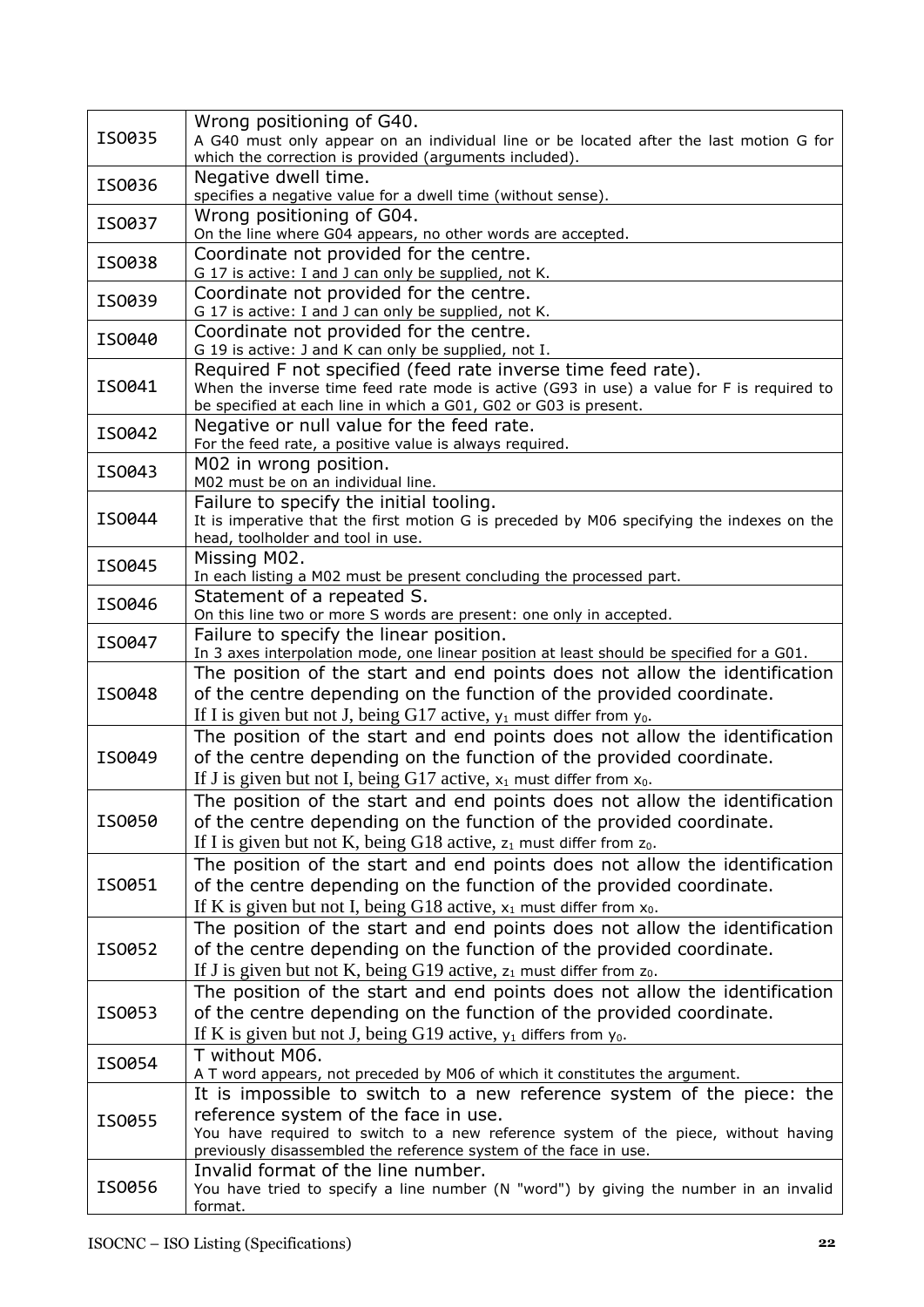| | |
|---|---|
| ISO035 | Wrong positioning of G40.<br>A G40 must only appear on an individual line or be located after the last motion G for which the correction is provided (arguments included). |
| ISO036 | Negative dwell time.<br>specifies a negative value for a dwell time (without sense). |
| ISO037 | Wrong positioning of G04.<br>On the line where G04 appears, no other words are accepted. |
| ISO038 | Coordinate not provided for the centre.<br>G 17 is active: I and J can only be supplied, not K. |
| ISO039 | Coordinate not provided for the centre.<br>G 17 is active: I and J can only be supplied, not K. |
| ISO040 | Coordinate not provided for the centre.<br>G 19 is active: J and K can only be supplied, not I. |
| ISO041 | Required F not specified (feed rate inverse time feed rate).<br>When the inverse time feed rate mode is active (G93 in use) a value for F is required to be specified at each line in which a G01, G02 or G03 is present. |
| ISO042 | Negative or null value for the feed rate.<br>For the feed rate, a positive value is always required. |
| ISO043 | M02 in wrong position.<br>M02 must be on an individual line. |
| ISO044 | Failure to specify the initial tooling.<br>It is imperative that the first motion G is preceded by M06 specifying the indexes on the head, toolholder and tool in use. |
| ISO045 | Missing M02.<br>In each listing a M02 must be present concluding the processed part. |
| ISO046 | Statement of a repeated S.<br>On this line two or more S words are present: one only in accepted. |
| ISO047 | Failure to specify the linear position.<br>In 3 axes interpolation mode, one linear position at least should be specified for a G01. |
| ISO048 | The position of the start and end points does not allow the identification of the centre depending on the function of the provided coordinate.<br>If I is given but not J, being G17 active, $y_1$ must differ from $y_0$. |
| ISO049 | The position of the start and end points does not allow the identification of the centre depending on the function of the provided coordinate.<br>If J is given but not I, being G17 active, $x_1$ must differ from $x_0$. |
| ISO050 | The position of the start and end points does not allow the identification of the centre depending on the function of the provided coordinate.<br>If I is given but not K, being G18 active, $z_1$ must differ from $z_0$. |
| ISO051 | The position of the start and end points does not allow the identification of the centre depending on the function of the provided coordinate.<br>If K is given but not I, being G18 active, $x_1$ must differ from $x_0$. |
| ISO052 | The position of the start and end points does not allow the identification of the centre depending on the function of the provided coordinate.<br>If J is given but not K, being G19 active, $z_1$ must differ from $z_0$. |
| ISO053 | The position of the start and end points does not allow the identification of the centre depending on the function of the provided coordinate.<br>If K is given but not J, being G19 active, $y_1$ differs from $y_0$. |
| ISO054 | T without M06.<br>A T word appears, not preceded by M06 of which it constitutes the argument. |
| ISO055 | It is impossible to switch to a new reference system of the piece: the reference system of the face in use.<br>You have required to switch to a new reference system of the piece, without having previously disassembled the reference system of the face in use. |
| ISO056 | Invalid format of the line number.<br>You have tried to specify a line number (N "word") by giving the number in an invalid format. |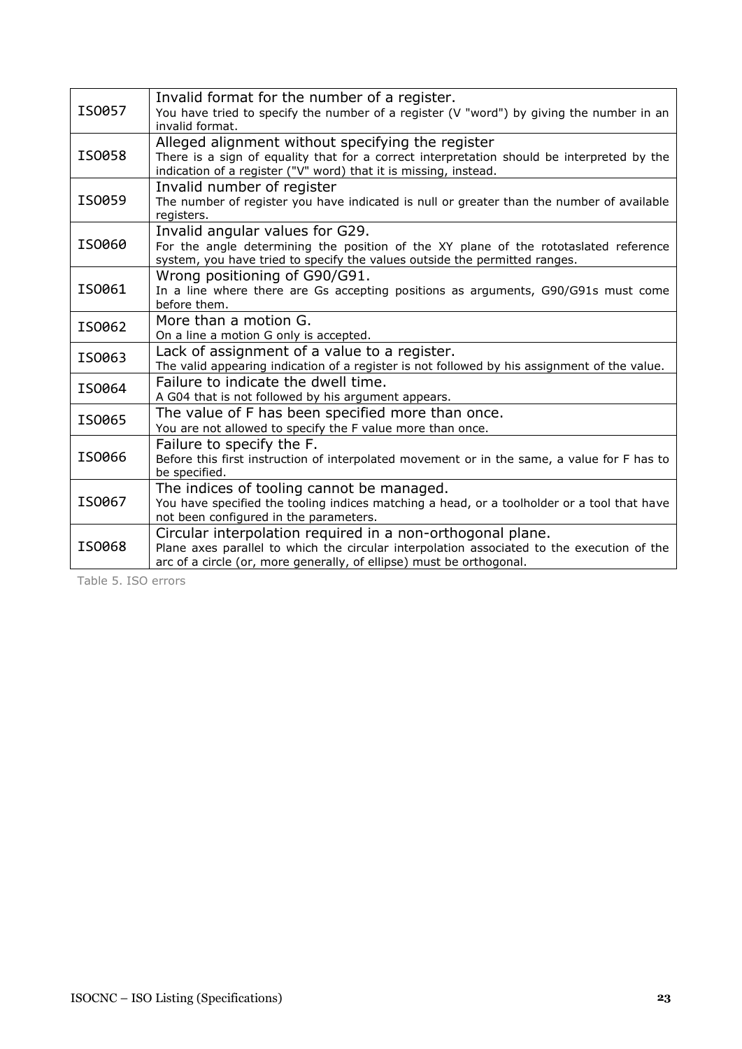| | |
|---|---|
| ISO057 | Invalid format for the number of a register.<br>You have tried to specify the number of a register (V "word") by giving the number in an invalid format. |
| ISO058 | Alleged alignment without specifying the register<br>There is a sign of equality that for a correct interpretation should be interpreted by the indication of a register ("V" word) that it is missing, instead. |
| ISO059 | Invalid number of register<br>The number of register you have indicated is null or greater than the number of available registers. |
| ISO060 | Invalid angular values for G29.<br>For the angle determining the position of the XY plane of the rototaslated reference system, you have tried to specify the values outside the permitted ranges. |
| ISO061 | Wrong positioning of G90/G91.<br>In a line where there are Gs accepting positions as arguments, G90/G91s must come before them. |
| ISO062 | More than a motion G.<br>On a line a motion G only is accepted. |
| ISO063 | Lack of assignment of a value to a register.<br>The valid appearing indication of a register is not followed by his assignment of the value. |
| ISO064 | Failure to indicate the dwell time.<br>A G04 that is not followed by his argument appears. |
| ISO065 | The value of F has been specified more than once.<br>You are not allowed to specify the F value more than once. |
| ISO066 | Failure to specify the F.<br>Before this first instruction of interpolated movement or in the same, a value for F has to be specified. |
| ISO067 | The indices of tooling cannot be managed.<br>You have specified the tooling indices matching a head, or a toolholder or a tool that have not been configured in the parameters. |
| ISO068 | Circular interpolation required in a non-orthogonal plane.<br>Plane axes parallel to which the circular interpolation associated to the execution of the arc of a circle (or, more generally, of ellipse) must be orthogonal. |

Table 5. ISO errors